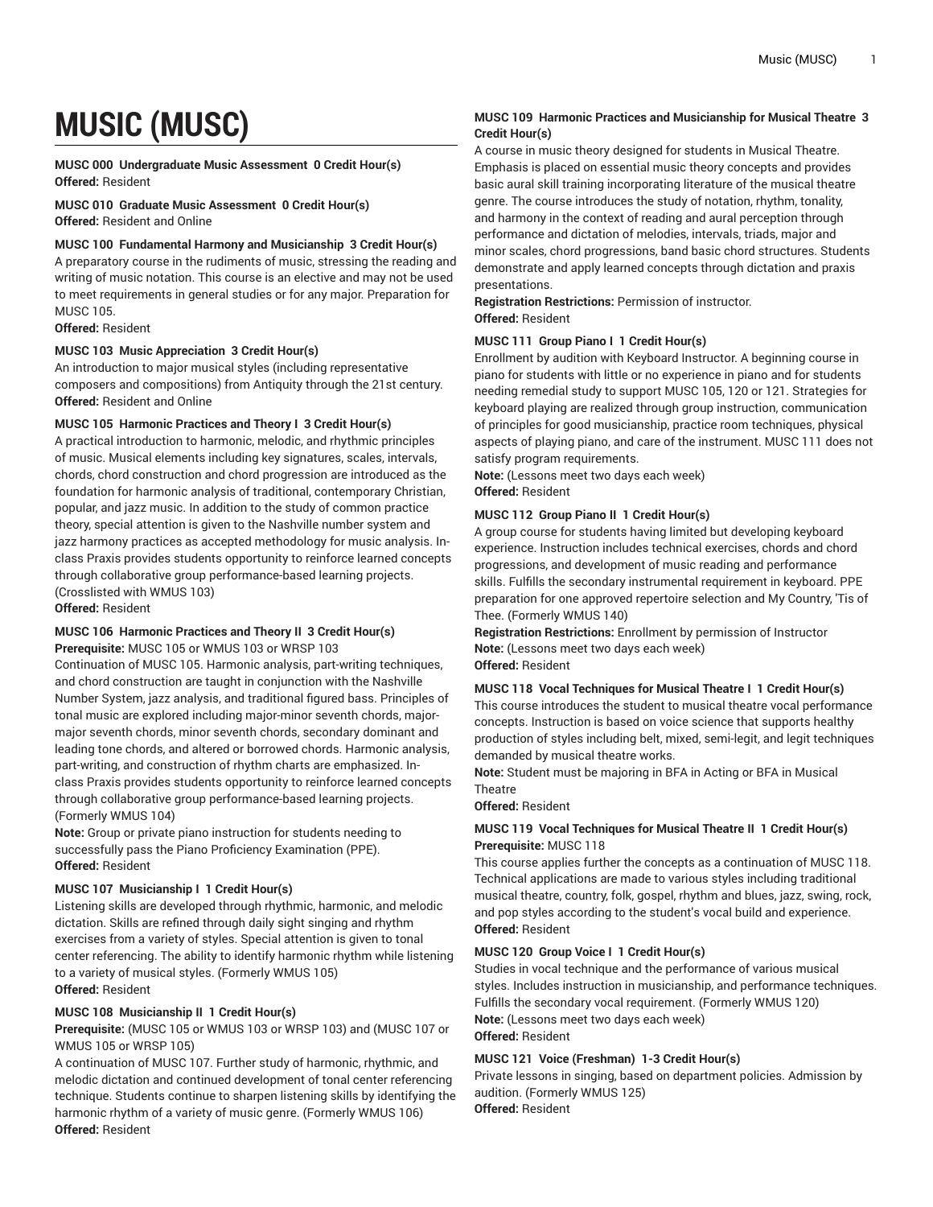# MUSIC (MUSC)

**MUSC 000 Undergraduate Music Assessment 0 Credit Hour(s)**
**Offered:** Resident

**MUSC 010 Graduate Music Assessment 0 Credit Hour(s)**
**Offered:** Resident and Online

**MUSC 100 Fundamental Harmony and Musicianship 3 Credit Hour(s)**
A preparatory course in the rudiments of music, stressing the reading and writing of music notation. This course is an elective and may not be used to meet requirements in general studies or for any major. Preparation for MUSC 105.
**Offered:** Resident

**MUSC 103 Music Appreciation 3 Credit Hour(s)**
An introduction to major musical styles (including representative composers and compositions) from Antiquity through the 21st century.
**Offered:** Resident and Online

**MUSC 105 Harmonic Practices and Theory I 3 Credit Hour(s)**
A practical introduction to harmonic, melodic, and rhythmic principles of music. Musical elements including key signatures, scales, intervals, chords, chord construction and chord progression are introduced as the foundation for harmonic analysis of traditional, contemporary Christian, popular, and jazz music. In addition to the study of common practice theory, special attention is given to the Nashville number system and jazz harmony practices as accepted methodology for music analysis. In-class Praxis provides students opportunity to reinforce learned concepts through collaborative group performance-based learning projects. (Crosslisted with WMUS 103)
**Offered:** Resident

**MUSC 106 Harmonic Practices and Theory II 3 Credit Hour(s)**
**Prerequisite:** MUSC 105 or WMUS 103 or WRSP 103
Continuation of MUSC 105. Harmonic analysis, part-writing techniques, and chord construction are taught in conjunction with the Nashville Number System, jazz analysis, and traditional figured bass. Principles of tonal music are explored including major-minor seventh chords, major-major seventh chords, minor seventh chords, secondary dominant and leading tone chords, and altered or borrowed chords. Harmonic analysis, part-writing, and construction of rhythm charts are emphasized. In-class Praxis provides students opportunity to reinforce learned concepts through collaborative group performance-based learning projects. (Formerly WMUS 104)
**Note:** Group or private piano instruction for students needing to successfully pass the Piano Proficiency Examination (PPE).
**Offered:** Resident

**MUSC 107 Musicianship I 1 Credit Hour(s)**
Listening skills are developed through rhythmic, harmonic, and melodic dictation. Skills are refined through daily sight singing and rhythm exercises from a variety of styles. Special attention is given to tonal center referencing. The ability to identify harmonic rhythm while listening to a variety of musical styles. (Formerly WMUS 105)
**Offered:** Resident

**MUSC 108 Musicianship II 1 Credit Hour(s)**
**Prerequisite:** (MUSC 105 or WMUS 103 or WRSP 103) and (MUSC 107 or WMUS 105 or WRSP 105)
A continuation of MUSC 107. Further study of harmonic, rhythmic, and melodic dictation and continued development of tonal center referencing technique. Students continue to sharpen listening skills by identifying the harmonic rhythm of a variety of music genre. (Formerly WMUS 106)
**Offered:** Resident

**MUSC 109 Harmonic Practices and Musicianship for Musical Theatre 3 Credit Hour(s)**
A course in music theory designed for students in Musical Theatre. Emphasis is placed on essential music theory concepts and provides basic aural skill training incorporating literature of the musical theatre genre. The course introduces the study of notation, rhythm, tonality, and harmony in the context of reading and aural perception through performance and dictation of melodies, intervals, triads, major and minor scales, chord progressions, band basic chord structures. Students demonstrate and apply learned concepts through dictation and praxis presentations.
**Registration Restrictions:** Permission of instructor.
**Offered:** Resident

**MUSC 111 Group Piano I 1 Credit Hour(s)**
Enrollment by audition with Keyboard Instructor. A beginning course in piano for students with little or no experience in piano and for students needing remedial study to support MUSC 105, 120 or 121. Strategies for keyboard playing are realized through group instruction, communication of principles for good musicianship, practice room techniques, physical aspects of playing piano, and care of the instrument. MUSC 111 does not satisfy program requirements.
**Note:** (Lessons meet two days each week)
**Offered:** Resident

**MUSC 112 Group Piano II 1 Credit Hour(s)**
A group course for students having limited but developing keyboard experience. Instruction includes technical exercises, chords and chord progressions, and development of music reading and performance skills. Fulfills the secondary instrumental requirement in keyboard. PPE preparation for one approved repertoire selection and My Country, 'Tis of Thee. (Formerly WMUS 140)
**Registration Restrictions:** Enrollment by permission of Instructor
**Note:** (Lessons meet two days each week)
**Offered:** Resident

**MUSC 118 Vocal Techniques for Musical Theatre I 1 Credit Hour(s)**
This course introduces the student to musical theatre vocal performance concepts. Instruction is based on voice science that supports healthy production of styles including belt, mixed, semi-legit, and legit techniques demanded by musical theatre works.
**Note:** Student must be majoring in BFA in Acting or BFA in Musical Theatre
**Offered:** Resident

**MUSC 119 Vocal Techniques for Musical Theatre II 1 Credit Hour(s)**
**Prerequisite:** MUSC 118
This course applies further the concepts as a continuation of MUSC 118. Technical applications are made to various styles including traditional musical theatre, country, folk, gospel, rhythm and blues, jazz, swing, rock, and pop styles according to the student's vocal build and experience.
**Offered:** Resident

**MUSC 120 Group Voice I 1 Credit Hour(s)**
Studies in vocal technique and the performance of various musical styles. Includes instruction in musicianship, and performance techniques. Fulfills the secondary vocal requirement. (Formerly WMUS 120)
**Note:** (Lessons meet two days each week)
**Offered:** Resident

**MUSC 121 Voice (Freshman) 1-3 Credit Hour(s)**
Private lessons in singing, based on department policies. Admission by audition. (Formerly WMUS 125)
**Offered:** Resident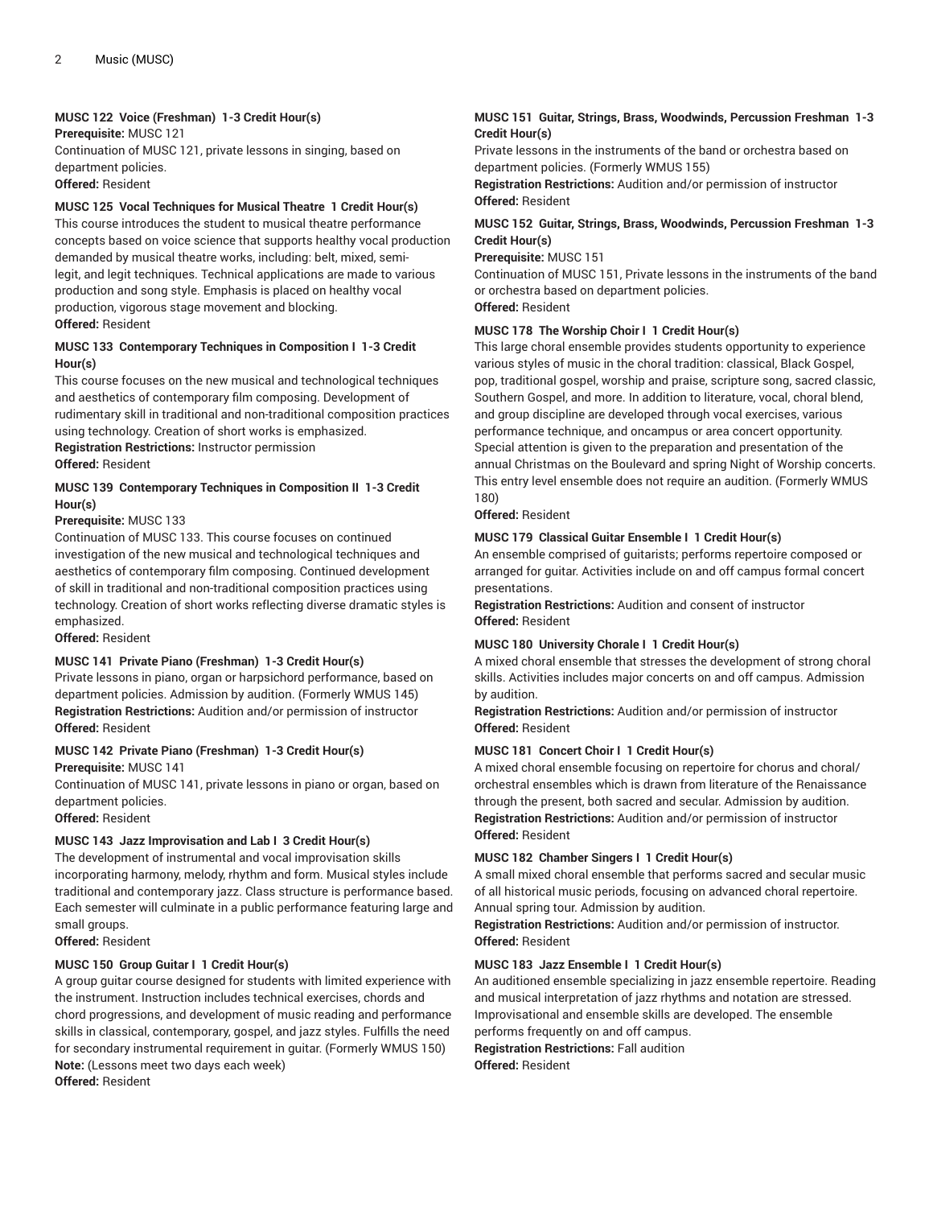#### MUSC 122 Voice (Freshman) 1-3 Credit Hour(s)

**Prerequisite:** MUSC 121

Continuation of MUSC 121, private lessons in singing, based on department policies.

**Offered:** Resident

#### MUSC 125 Vocal Techniques for Musical Theatre 1 Credit Hour(s)

This course introduces the student to musical theatre performance concepts based on voice science that supports healthy vocal production demanded by musical theatre works, including: belt, mixed, semi-legit, and legit techniques. Technical applications are made to various production and song style. Emphasis is placed on healthy vocal production, vigorous stage movement and blocking.

**Offered:** Resident

#### MUSC 133 Contemporary Techniques in Composition I 1-3 Credit Hour(s)

This course focuses on the new musical and technological techniques and aesthetics of contemporary film composing. Development of rudimentary skill in traditional and non-traditional composition practices using technology. Creation of short works is emphasized.

**Registration Restrictions:** Instructor permission

**Offered:** Resident

#### MUSC 139 Contemporary Techniques in Composition II 1-3 Credit Hour(s)

**Prerequisite:** MUSC 133

Continuation of MUSC 133. This course focuses on continued investigation of the new musical and technological techniques and aesthetics of contemporary film composing. Continued development of skill in traditional and non-traditional composition practices using technology. Creation of short works reflecting diverse dramatic styles is emphasized.

**Offered:** Resident

#### MUSC 141 Private Piano (Freshman) 1-3 Credit Hour(s)

Private lessons in piano, organ or harpsichord performance, based on department policies. Admission by audition. (Formerly WMUS 145)

**Registration Restrictions:** Audition and/or permission of instructor

**Offered:** Resident

#### MUSC 142 Private Piano (Freshman) 1-3 Credit Hour(s)

**Prerequisite:** MUSC 141

Continuation of MUSC 141, private lessons in piano or organ, based on department policies.

**Offered:** Resident

#### MUSC 143 Jazz Improvisation and Lab I 3 Credit Hour(s)

The development of instrumental and vocal improvisation skills incorporating harmony, melody, rhythm and form. Musical styles include traditional and contemporary jazz. Class structure is performance based. Each semester will culminate in a public performance featuring large and small groups.

**Offered:** Resident

#### MUSC 150 Group Guitar I 1 Credit Hour(s)

A group guitar course designed for students with limited experience with the instrument. Instruction includes technical exercises, chords and chord progressions, and development of music reading and performance skills in classical, contemporary, gospel, and jazz styles. Fulfills the need for secondary instrumental requirement in guitar. (Formerly WMUS 150)

**Note:** (Lessons meet two days each week)

**Offered:** Resident

#### MUSC 151 Guitar, Strings, Brass, Woodwinds, Percussion Freshman 1-3 Credit Hour(s)

Private lessons in the instruments of the band or orchestra based on department policies. (Formerly WMUS 155)

**Registration Restrictions:** Audition and/or permission of instructor

**Offered:** Resident

#### MUSC 152 Guitar, Strings, Brass, Woodwinds, Percussion Freshman 1-3 Credit Hour(s)

**Prerequisite:** MUSC 151

Continuation of MUSC 151, Private lessons in the instruments of the band or orchestra based on department policies.

**Offered:** Resident

#### MUSC 178 The Worship Choir I 1 Credit Hour(s)

This large choral ensemble provides students opportunity to experience various styles of music in the choral tradition: classical, Black Gospel, pop, traditional gospel, worship and praise, scripture song, sacred classic, Southern Gospel, and more. In addition to literature, vocal, choral blend, and group discipline are developed through vocal exercises, various performance technique, and oncampus or area concert opportunity. Special attention is given to the preparation and presentation of the annual Christmas on the Boulevard and spring Night of Worship concerts. This entry level ensemble does not require an audition. (Formerly WMUS 180)

**Offered:** Resident

#### MUSC 179 Classical Guitar Ensemble I 1 Credit Hour(s)

An ensemble comprised of guitarists; performs repertoire composed or arranged for guitar. Activities include on and off campus formal concert presentations.

**Registration Restrictions:** Audition and consent of instructor

**Offered:** Resident

#### MUSC 180 University Chorale I 1 Credit Hour(s)

A mixed choral ensemble that stresses the development of strong choral skills. Activities includes major concerts on and off campus. Admission by audition.

**Registration Restrictions:** Audition and/or permission of instructor

**Offered:** Resident

#### MUSC 181 Concert Choir I 1 Credit Hour(s)

A mixed choral ensemble focusing on repertoire for chorus and choral/orchestral ensembles which is drawn from literature of the Renaissance through the present, both sacred and secular. Admission by audition.

**Registration Restrictions:** Audition and/or permission of instructor

**Offered:** Resident

#### MUSC 182 Chamber Singers I 1 Credit Hour(s)

A small mixed choral ensemble that performs sacred and secular music of all historical music periods, focusing on advanced choral repertoire. Annual spring tour. Admission by audition.

**Registration Restrictions:** Audition and/or permission of instructor.

**Offered:** Resident

#### MUSC 183 Jazz Ensemble I 1 Credit Hour(s)

An auditioned ensemble specializing in jazz ensemble repertoire. Reading and musical interpretation of jazz rhythms and notation are stressed. Improvisational and ensemble skills are developed. The ensemble performs frequently on and off campus.

**Registration Restrictions:** Fall audition

**Offered:** Resident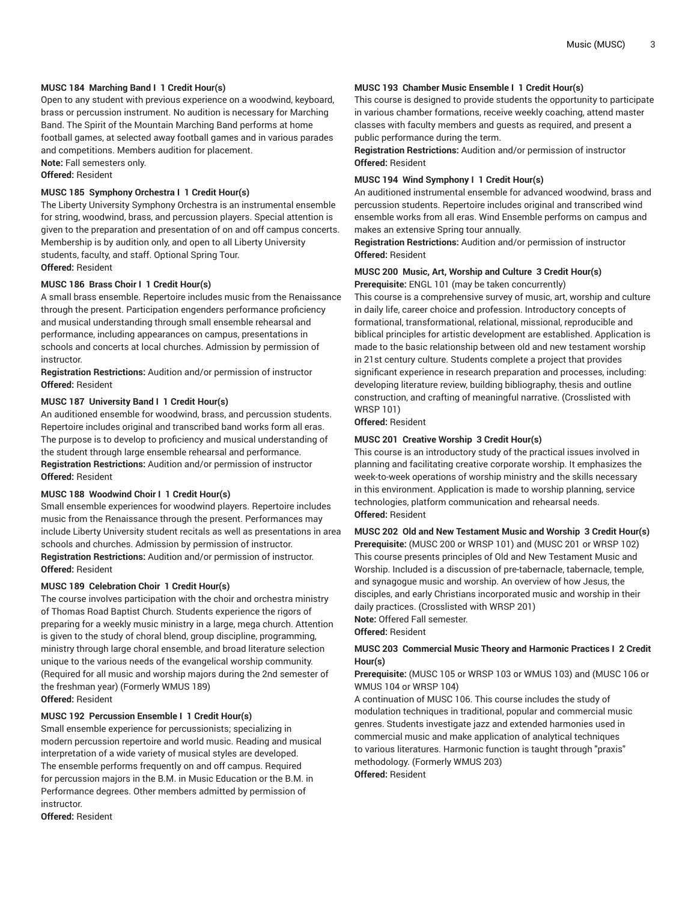**MUSC 184 Marching Band I 1 Credit Hour(s)**

Open to any student with previous experience on a woodwind, keyboard, brass or percussion instrument. No audition is necessary for Marching Band. The Spirit of the Mountain Marching Band performs at home football games, at selected away football games and in various parades and competitions. Members audition for placement.

**Note:** Fall semesters only.

**Offered:** Resident

**MUSC 185 Symphony Orchestra I 1 Credit Hour(s)**

The Liberty University Symphony Orchestra is an instrumental ensemble for string, woodwind, brass, and percussion players. Special attention is given to the preparation and presentation of on and off campus concerts. Membership is by audition only, and open to all Liberty University students, faculty, and staff. Optional Spring Tour.

**Offered:** Resident

**MUSC 186 Brass Choir I 1 Credit Hour(s)**

A small brass ensemble. Repertoire includes music from the Renaissance through the present. Participation engenders performance proficiency and musical understanding through small ensemble rehearsal and performance, including appearances on campus, presentations in schools and concerts at local churches. Admission by permission of instructor.

**Registration Restrictions:** Audition and/or permission of instructor

**Offered:** Resident

**MUSC 187 University Band I 1 Credit Hour(s)**

An auditioned ensemble for woodwind, brass, and percussion students. Repertoire includes original and transcribed band works form all eras. The purpose is to develop to proficiency and musical understanding of the student through large ensemble rehearsal and performance.

**Registration Restrictions:** Audition and/or permission of instructor

**Offered:** Resident

**MUSC 188 Woodwind Choir I 1 Credit Hour(s)**

Small ensemble experiences for woodwind players. Repertoire includes music from the Renaissance through the present. Performances may include Liberty University student recitals as well as presentations in area schools and churches. Admission by permission of instructor.

**Registration Restrictions:** Audition and/or permission of instructor.

**Offered:** Resident

**MUSC 189 Celebration Choir 1 Credit Hour(s)**

The course involves participation with the choir and orchestra ministry of Thomas Road Baptist Church. Students experience the rigors of preparing for a weekly music ministry in a large, mega church. Attention is given to the study of choral blend, group discipline, programming, ministry through large choral ensemble, and broad literature selection unique to the various needs of the evangelical worship community. (Required for all music and worship majors during the 2nd semester of the freshman year) (Formerly WMUS 189)

**Offered:** Resident

**MUSC 192 Percussion Ensemble I 1 Credit Hour(s)**

Small ensemble experience for percussionists; specializing in modern percussion repertoire and world music. Reading and musical interpretation of a wide variety of musical styles are developed. The ensemble performs frequently on and off campus. Required for percussion majors in the B.M. in Music Education or the B.M. in Performance degrees. Other members admitted by permission of instructor.

**Offered:** Resident

**MUSC 193 Chamber Music Ensemble I 1 Credit Hour(s)**

This course is designed to provide students the opportunity to participate in various chamber formations, receive weekly coaching, attend master classes with faculty members and guests as required, and present a public performance during the term.

**Registration Restrictions:** Audition and/or permission of instructor

**Offered:** Resident

**MUSC 194 Wind Symphony I 1 Credit Hour(s)**

An auditioned instrumental ensemble for advanced woodwind, brass and percussion students. Repertoire includes original and transcribed wind ensemble works from all eras. Wind Ensemble performs on campus and makes an extensive Spring tour annually.

**Registration Restrictions:** Audition and/or permission of instructor

**Offered:** Resident

**MUSC 200 Music, Art, Worship and Culture 3 Credit Hour(s)**

**Prerequisite:** ENGL 101 (may be taken concurrently)

This course is a comprehensive survey of music, art, worship and culture in daily life, career choice and profession. Introductory concepts of formational, transformational, relational, missional, reproducible and biblical principles for artistic development are established. Application is made to the basic relationship between old and new testament worship in 21st century culture. Students complete a project that provides significant experience in research preparation and processes, including: developing literature review, building bibliography, thesis and outline construction, and crafting of meaningful narrative. (Crosslisted with WRSP 101)

**Offered:** Resident

**MUSC 201 Creative Worship 3 Credit Hour(s)**

This course is an introductory study of the practical issues involved in planning and facilitating creative corporate worship. It emphasizes the week-to-week operations of worship ministry and the skills necessary in this environment. Application is made to worship planning, service technologies, platform communication and rehearsal needs.

**Offered:** Resident

**MUSC 202 Old and New Testament Music and Worship 3 Credit Hour(s)**

**Prerequisite:** (MUSC 200 or WRSP 101) and (MUSC 201 or WRSP 102)

This course presents principles of Old and New Testament Music and Worship. Included is a discussion of pre-tabernacle, tabernacle, temple, and synagogue music and worship. An overview of how Jesus, the disciples, and early Christians incorporated music and worship in their daily practices. (Crosslisted with WRSP 201)

**Note:** Offered Fall semester.

**Offered:** Resident

**MUSC 203 Commercial Music Theory and Harmonic Practices I 2 Credit Hour(s)**

**Prerequisite:** (MUSC 105 or WRSP 103 or WMUS 103) and (MUSC 106 or WMUS 104 or WRSP 104)

A continuation of MUSC 106. This course includes the study of modulation techniques in traditional, popular and commercial music genres. Students investigate jazz and extended harmonies used in commercial music and make application of analytical techniques to various literatures. Harmonic function is taught through "praxis" methodology. (Formerly WMUS 203)

**Offered:** Resident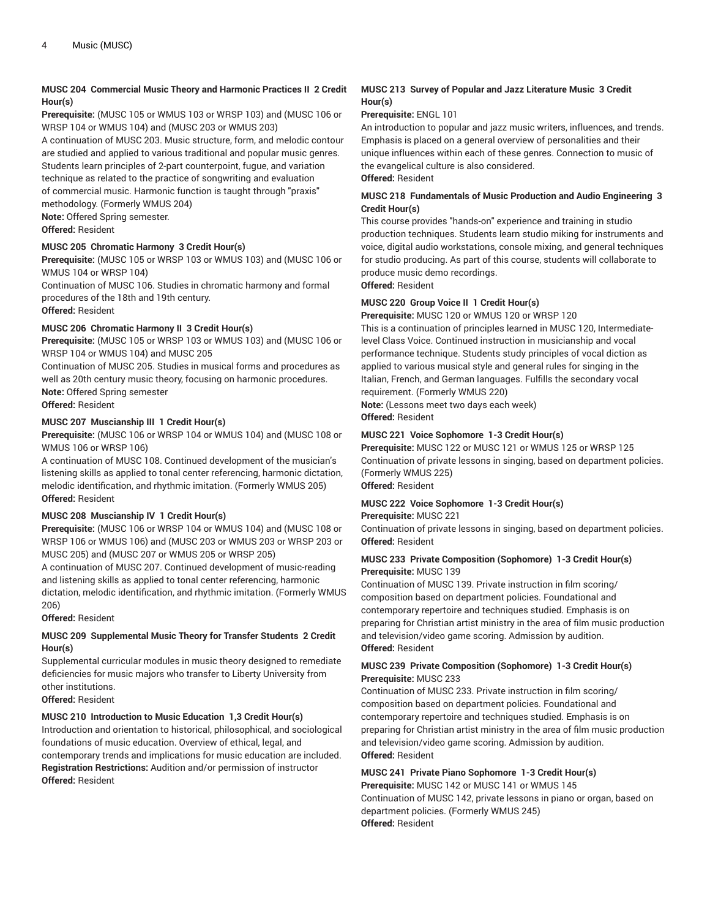### MUSC 204 Commercial Music Theory and Harmonic Practices II 2 Credit Hour(s)

**Prerequisite:** (MUSC 105 or WMUS 103 or WRSP 103) and (MUSC 106 or WRSP 104 or WMUS 104) and (MUSC 203 or WMUS 203)

A continuation of MUSC 203. Music structure, form, and melodic contour are studied and applied to various traditional and popular music genres. Students learn principles of 2-part counterpoint, fugue, and variation technique as related to the practice of songwriting and evaluation of commercial music. Harmonic function is taught through "praxis" methodology. (Formerly WMUS 204)

**Note:** Offered Spring semester.

**Offered:** Resident

### MUSC 205 Chromatic Harmony 3 Credit Hour(s)

**Prerequisite:** (MUSC 105 or WRSP 103 or WMUS 103) and (MUSC 106 or WMUS 104 or WRSP 104)

Continuation of MUSC 106. Studies in chromatic harmony and formal procedures of the 18th and 19th century.

**Offered:** Resident

### MUSC 206 Chromatic Harmony II 3 Credit Hour(s)

**Prerequisite:** (MUSC 105 or WRSP 103 or WMUS 103) and (MUSC 106 or WRSP 104 or WMUS 104) and MUSC 205

Continuation of MUSC 205. Studies in musical forms and procedures as well as 20th century music theory, focusing on harmonic procedures.

**Note:** Offered Spring semester

**Offered:** Resident

### MUSC 207 Musicianship III 1 Credit Hour(s)

**Prerequisite:** (MUSC 106 or WRSP 104 or WMUS 104) and (MUSC 108 or WMUS 106 or WRSP 106)

A continuation of MUSC 108. Continued development of the musician's listening skills as applied to tonal center referencing, harmonic dictation, melodic identification, and rhythmic imitation. (Formerly WMUS 205)

**Offered:** Resident

### MUSC 208 Musicianship IV 1 Credit Hour(s)

**Prerequisite:** (MUSC 106 or WRSP 104 or WMUS 104) and (MUSC 108 or WRSP 106 or WMUS 106) and (MUSC 203 or WMUS 203 or WRSP 203 or MUSC 205) and (MUSC 207 or WMUS 205 or WRSP 205)

A continuation of MUSC 207. Continued development of music-reading and listening skills as applied to tonal center referencing, harmonic dictation, melodic identification, and rhythmic imitation. (Formerly WMUS 206)

**Offered:** Resident

### MUSC 209 Supplemental Music Theory for Transfer Students 2 Credit Hour(s)

Supplemental curricular modules in music theory designed to remediate deficiencies for music majors who transfer to Liberty University from other institutions.

**Offered:** Resident

### MUSC 210 Introduction to Music Education 1,3 Credit Hour(s)

Introduction and orientation to historical, philosophical, and sociological foundations of music education. Overview of ethical, legal, and contemporary trends and implications for music education are included.

**Registration Restrictions:** Audition and/or permission of instructor

**Offered:** Resident

### MUSC 213 Survey of Popular and Jazz Literature Music 3 Credit Hour(s)

**Prerequisite:** ENGL 101

An introduction to popular and jazz music writers, influences, and trends. Emphasis is placed on a general overview of personalities and their unique influences within each of these genres. Connection to music of the evangelical culture is also considered.

**Offered:** Resident

### MUSC 218 Fundamentals of Music Production and Audio Engineering 3 Credit Hour(s)

This course provides "hands-on" experience and training in studio production techniques. Students learn studio miking for instruments and voice, digital audio workstations, console mixing, and general techniques for studio producing. As part of this course, students will collaborate to produce music demo recordings.

**Offered:** Resident

### MUSC 220 Group Voice II 1 Credit Hour(s)

**Prerequisite:** MUSC 120 or WMUS 120 or WRSP 120

This is a continuation of principles learned in MUSC 120, Intermediate-level Class Voice. Continued instruction in musicianship and vocal performance technique. Students study principles of vocal diction as applied to various musical style and general rules for singing in the Italian, French, and German languages. Fulfills the secondary vocal requirement. (Formerly WMUS 220)

**Note:** (Lessons meet two days each week)

**Offered:** Resident

### MUSC 221 Voice Sophomore 1-3 Credit Hour(s)

**Prerequisite:** MUSC 122 or MUSC 121 or WMUS 125 or WRSP 125

Continuation of private lessons in singing, based on department policies. (Formerly WMUS 225)

**Offered:** Resident

### MUSC 222 Voice Sophomore 1-3 Credit Hour(s)

**Prerequisite:** MUSC 221

Continuation of private lessons in singing, based on department policies.

**Offered:** Resident

### MUSC 233 Private Composition (Sophomore) 1-3 Credit Hour(s)

**Prerequisite:** MUSC 139

Continuation of MUSC 139. Private instruction in film scoring/composition based on department policies. Foundational and contemporary repertoire and techniques studied. Emphasis is on preparing for Christian artist ministry in the area of film music production and television/video game scoring. Admission by audition.

**Offered:** Resident

### MUSC 239 Private Composition (Sophomore) 1-3 Credit Hour(s)

**Prerequisite:** MUSC 233

Continuation of MUSC 233. Private instruction in film scoring/composition based on department policies. Foundational and contemporary repertoire and techniques studied. Emphasis is on preparing for Christian artist ministry in the area of film music production and television/video game scoring.

**Offered:** Resident

### MUSC 241 Private Piano Sophomore 1-3 Credit Hour(s)

**Prerequisite:** MUSC 142 or MUSC 141 or WMUS 145

Continuation of MUSC 142, private lessons in piano or organ, based on department policies. (Formerly WMUS 245)

**Offered:** Resident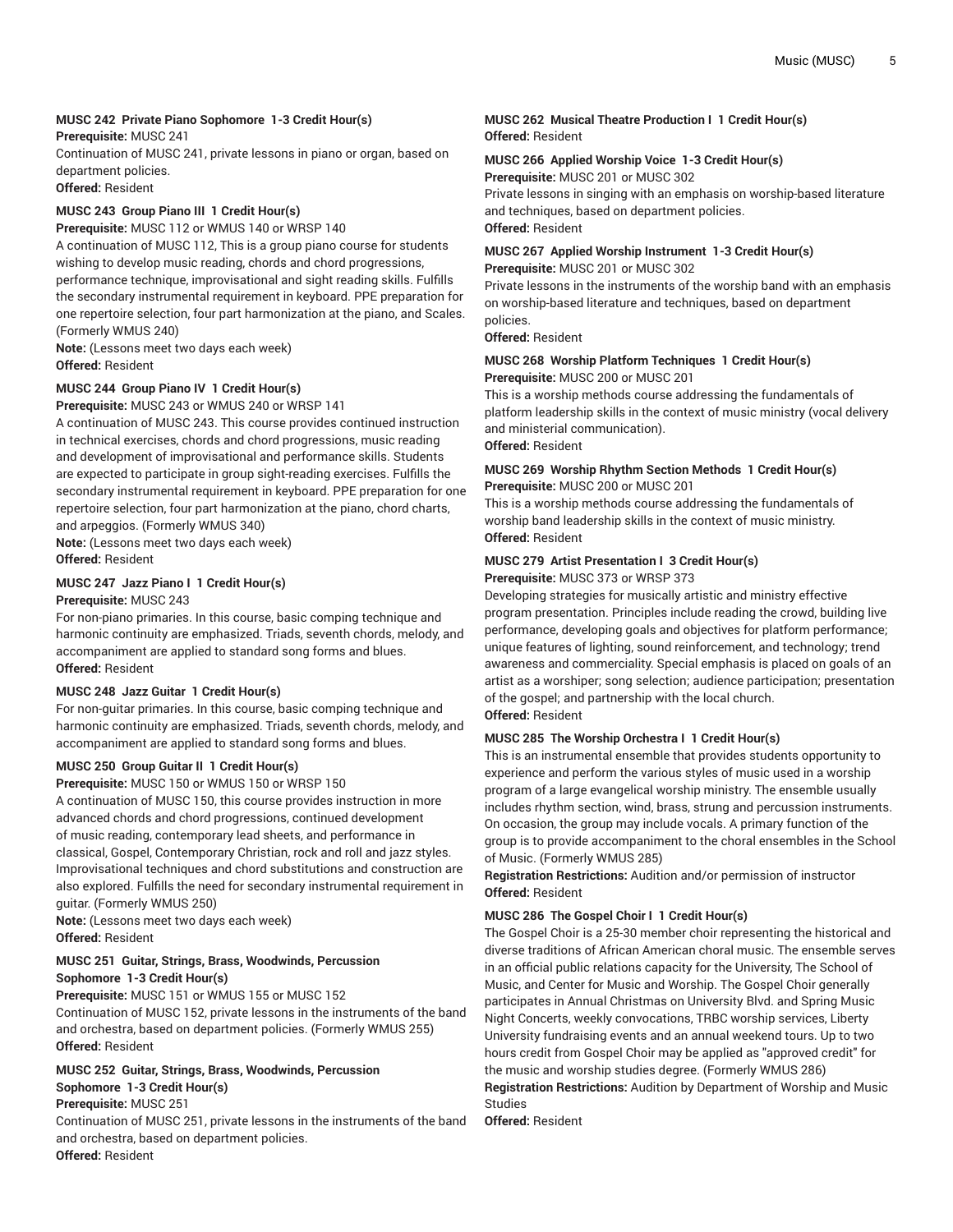#### MUSC 242 Private Piano Sophomore 1-3 Credit Hour(s)

**Prerequisite:** MUSC 241

Continuation of MUSC 241, private lessons in piano or organ, based on department policies.

**Offered:** Resident

#### MUSC 243 Group Piano III 1 Credit Hour(s)

**Prerequisite:** MUSC 112 or WMUS 140 or WRSP 140

A continuation of MUSC 112, This is a group piano course for students wishing to develop music reading, chords and chord progressions, performance technique, improvisational and sight reading skills. Fulfills the secondary instrumental requirement in keyboard. PPE preparation for one repertoire selection, four part harmonization at the piano, and Scales. (Formerly WMUS 240)

**Note:** (Lessons meet two days each week)

**Offered:** Resident

#### MUSC 244 Group Piano IV 1 Credit Hour(s)

**Prerequisite:** MUSC 243 or WMUS 240 or WRSP 141

A continuation of MUSC 243. This course provides continued instruction in technical exercises, chords and chord progressions, music reading and development of improvisational and performance skills. Students are expected to participate in group sight-reading exercises. Fulfills the secondary instrumental requirement in keyboard. PPE preparation for one repertoire selection, four part harmonization at the piano, chord charts, and arpeggios. (Formerly WMUS 340)

**Note:** (Lessons meet two days each week)

**Offered:** Resident

#### MUSC 247 Jazz Piano I 1 Credit Hour(s)

**Prerequisite:** MUSC 243

For non-piano primaries. In this course, basic comping technique and harmonic continuity are emphasized. Triads, seventh chords, melody, and accompaniment are applied to standard song forms and blues.

**Offered:** Resident

#### MUSC 248 Jazz Guitar 1 Credit Hour(s)

For non-guitar primaries. In this course, basic comping technique and harmonic continuity are emphasized. Triads, seventh chords, melody, and accompaniment are applied to standard song forms and blues.

#### MUSC 250 Group Guitar II 1 Credit Hour(s)

**Prerequisite:** MUSC 150 or WMUS 150 or WRSP 150

A continuation of MUSC 150, this course provides instruction in more advanced chords and chord progressions, continued development of music reading, contemporary lead sheets, and performance in classical, Gospel, Contemporary Christian, rock and roll and jazz styles. Improvisational techniques and chord substitutions and construction are also explored. Fulfills the need for secondary instrumental requirement in guitar. (Formerly WMUS 250)

**Note:** (Lessons meet two days each week)

**Offered:** Resident

#### MUSC 251 Guitar, Strings, Brass, Woodwinds, Percussion Sophomore 1-3 Credit Hour(s)

**Prerequisite:** MUSC 151 or WMUS 155 or MUSC 152

Continuation of MUSC 152, private lessons in the instruments of the band and orchestra, based on department policies. (Formerly WMUS 255)

**Offered:** Resident

#### MUSC 252 Guitar, Strings, Brass, Woodwinds, Percussion Sophomore 1-3 Credit Hour(s)

**Prerequisite:** MUSC 251

Continuation of MUSC 251, private lessons in the instruments of the band and orchestra, based on department policies.

**Offered:** Resident

#### MUSC 262 Musical Theatre Production I 1 Credit Hour(s)

**Offered:** Resident

#### MUSC 266 Applied Worship Voice 1-3 Credit Hour(s)

**Prerequisite:** MUSC 201 or MUSC 302

Private lessons in singing with an emphasis on worship-based literature and techniques, based on department policies.

**Offered:** Resident

#### MUSC 267 Applied Worship Instrument 1-3 Credit Hour(s)

**Prerequisite:** MUSC 201 or MUSC 302

Private lessons in the instruments of the worship band with an emphasis on worship-based literature and techniques, based on department policies.

**Offered:** Resident

#### MUSC 268 Worship Platform Techniques 1 Credit Hour(s)

**Prerequisite:** MUSC 200 or MUSC 201

This is a worship methods course addressing the fundamentals of platform leadership skills in the context of music ministry (vocal delivery and ministerial communication).

**Offered:** Resident

#### MUSC 269 Worship Rhythm Section Methods 1 Credit Hour(s)

**Prerequisite:** MUSC 200 or MUSC 201

This is a worship methods course addressing the fundamentals of worship band leadership skills in the context of music ministry.

**Offered:** Resident

#### MUSC 279 Artist Presentation I 3 Credit Hour(s)

**Prerequisite:** MUSC 373 or WRSP 373

Developing strategies for musically artistic and ministry effective program presentation. Principles include reading the crowd, building live performance, developing goals and objectives for platform performance; unique features of lighting, sound reinforcement, and technology; trend awareness and commerciality. Special emphasis is placed on goals of an artist as a worshiper; song selection; audience participation; presentation of the gospel; and partnership with the local church.

**Offered:** Resident

#### MUSC 285 The Worship Orchestra I 1 Credit Hour(s)

This is an instrumental ensemble that provides students opportunity to experience and perform the various styles of music used in a worship program of a large evangelical worship ministry. The ensemble usually includes rhythm section, wind, brass, strung and percussion instruments. On occasion, the group may include vocals. A primary function of the group is to provide accompaniment to the choral ensembles in the School of Music. (Formerly WMUS 285)

**Registration Restrictions:** Audition and/or permission of instructor

**Offered:** Resident

#### MUSC 286 The Gospel Choir I 1 Credit Hour(s)

The Gospel Choir is a 25-30 member choir representing the historical and diverse traditions of African American choral music. The ensemble serves in an official public relations capacity for the University, The School of Music, and Center for Music and Worship. The Gospel Choir generally participates in Annual Christmas on University Blvd. and Spring Music Night Concerts, weekly convocations, TRBC worship services, Liberty University fundraising events and an annual weekend tours. Up to two hours credit from Gospel Choir may be applied as "approved credit" for the music and worship studies degree. (Formerly WMUS 286)

**Registration Restrictions:** Audition by Department of Worship and Music Studies

**Offered:** Resident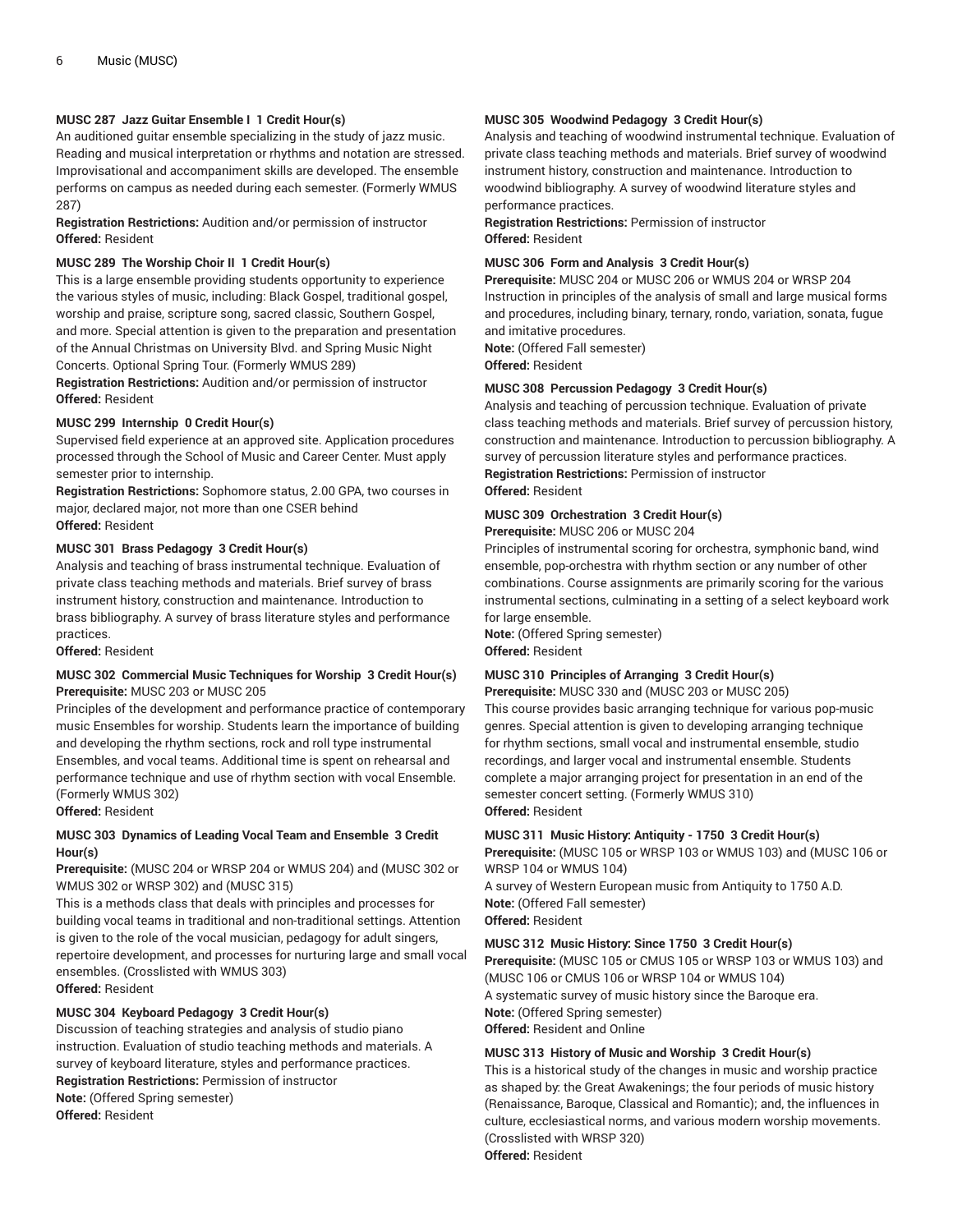### MUSC 287 Jazz Guitar Ensemble I 1 Credit Hour(s)

An auditioned guitar ensemble specializing in the study of jazz music. Reading and musical interpretation or rhythms and notation are stressed. Improvisational and accompaniment skills are developed. The ensemble performs on campus as needed during each semester. (Formerly WMUS 287)

**Registration Restrictions:** Audition and/or permission of instructor
**Offered:** Resident

### MUSC 289 The Worship Choir II 1 Credit Hour(s)

This is a large ensemble providing students opportunity to experience the various styles of music, including: Black Gospel, traditional gospel, worship and praise, scripture song, sacred classic, Southern Gospel, and more. Special attention is given to the preparation and presentation of the Annual Christmas on University Blvd. and Spring Music Night Concerts. Optional Spring Tour. (Formerly WMUS 289)

**Registration Restrictions:** Audition and/or permission of instructor
**Offered:** Resident

### MUSC 299 Internship 0 Credit Hour(s)

Supervised field experience at an approved site. Application procedures processed through the School of Music and Career Center. Must apply semester prior to internship.

**Registration Restrictions:** Sophomore status, 2.00 GPA, two courses in major, declared major, not more than one CSER behind
**Offered:** Resident

### MUSC 301 Brass Pedagogy 3 Credit Hour(s)

Analysis and teaching of brass instrumental technique. Evaluation of private class teaching methods and materials. Brief survey of brass instrument history, construction and maintenance. Introduction to brass bibliography. A survey of brass literature styles and performance practices.

**Offered:** Resident

### MUSC 302 Commercial Music Techniques for Worship 3 Credit Hour(s)

**Prerequisite:** MUSC 203 or MUSC 205

Principles of the development and performance practice of contemporary music Ensembles for worship. Students learn the importance of building and developing the rhythm sections, rock and roll type instrumental Ensembles, and vocal teams. Additional time is spent on rehearsal and performance technique and use of rhythm section with vocal Ensemble. (Formerly WMUS 302)

**Offered:** Resident

### MUSC 303 Dynamics of Leading Vocal Team and Ensemble 3 Credit Hour(s)

**Prerequisite:** (MUSC 204 or WRSP 204 or WMUS 204) and (MUSC 302 or WMUS 302 or WRSP 302) and (MUSC 315)

This is a methods class that deals with principles and processes for building vocal teams in traditional and non-traditional settings. Attention is given to the role of the vocal musician, pedagogy for adult singers, repertoire development, and processes for nurturing large and small vocal ensembles. (Crosslisted with WMUS 303)

**Offered:** Resident

### MUSC 304 Keyboard Pedagogy 3 Credit Hour(s)

Discussion of teaching strategies and analysis of studio piano instruction. Evaluation of studio teaching methods and materials. A survey of keyboard literature, styles and performance practices.

**Registration Restrictions:** Permission of instructor
**Note:** (Offered Spring semester)
**Offered:** Resident

### MUSC 305 Woodwind Pedagogy 3 Credit Hour(s)

Analysis and teaching of woodwind instrumental technique. Evaluation of private class teaching methods and materials. Brief survey of woodwind instrument history, construction and maintenance. Introduction to woodwind bibliography. A survey of woodwind literature styles and performance practices.

**Registration Restrictions:** Permission of instructor
**Offered:** Resident

### MUSC 306 Form and Analysis 3 Credit Hour(s)

**Prerequisite:** MUSC 204 or MUSC 206 or WMUS 204 or WRSP 204

Instruction in principles of the analysis of small and large musical forms and procedures, including binary, ternary, rondo, variation, sonata, fugue and imitative procedures.

**Note:** (Offered Fall semester)
**Offered:** Resident

### MUSC 308 Percussion Pedagogy 3 Credit Hour(s)

Analysis and teaching of percussion technique. Evaluation of private class teaching methods and materials. Brief survey of percussion history, construction and maintenance. Introduction to percussion bibliography. A survey of percussion literature styles and performance practices.

**Registration Restrictions:** Permission of instructor
**Offered:** Resident

### MUSC 309 Orchestration 3 Credit Hour(s)

**Prerequisite:** MUSC 206 or MUSC 204

Principles of instrumental scoring for orchestra, symphonic band, wind ensemble, pop-orchestra with rhythm section or any number of other combinations. Course assignments are primarily scoring for the various instrumental sections, culminating in a setting of a select keyboard work for large ensemble.

**Note:** (Offered Spring semester)
**Offered:** Resident

### MUSC 310 Principles of Arranging 3 Credit Hour(s)

**Prerequisite:** MUSC 330 and (MUSC 203 or MUSC 205)

This course provides basic arranging technique for various pop-music genres. Special attention is given to developing arranging technique for rhythm sections, small vocal and instrumental ensemble, studio recordings, and larger vocal and instrumental ensemble. Students complete a major arranging project for presentation in an end of the semester concert setting. (Formerly WMUS 310)

**Offered:** Resident

### MUSC 311 Music History: Antiquity - 1750 3 Credit Hour(s)

**Prerequisite:** (MUSC 105 or WRSP 103 or WMUS 103) and (MUSC 106 or WRSP 104 or WMUS 104)

A survey of Western European music from Antiquity to 1750 A.D.

**Note:** (Offered Fall semester)
**Offered:** Resident

### MUSC 312 Music History: Since 1750 3 Credit Hour(s)

**Prerequisite:** (MUSC 105 or CMUS 105 or WRSP 103 or WMUS 103) and (MUSC 106 or CMUS 106 or WRSP 104 or WMUS 104)

A systematic survey of music history since the Baroque era.

**Note:** (Offered Spring semester)
**Offered:** Resident and Online

### MUSC 313 History of Music and Worship 3 Credit Hour(s)

This is a historical study of the changes in music and worship practice as shaped by: the Great Awakenings; the four periods of music history (Renaissance, Baroque, Classical and Romantic); and, the influences in culture, ecclesiastical norms, and various modern worship movements. (Crosslisted with WRSP 320)

**Offered:** Resident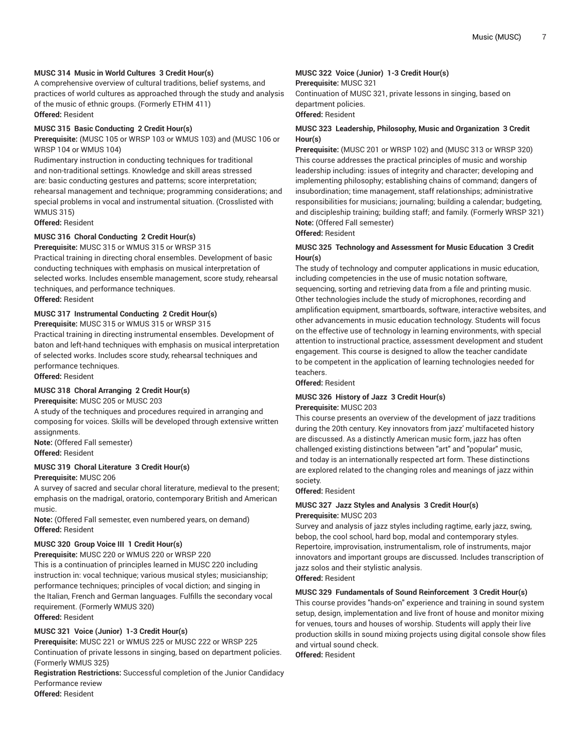#### MUSC 314 Music in World Cultures 3 Credit Hour(s)

A comprehensive overview of cultural traditions, belief systems, and practices of world cultures as approached through the study and analysis of the music of ethnic groups. (Formerly ETHM 411)

**Offered:** Resident

#### MUSC 315 Basic Conducting 2 Credit Hour(s)

**Prerequisite:** (MUSC 105 or WRSP 103 or WMUS 103) and (MUSC 106 or WRSP 104 or WMUS 104)

Rudimentary instruction in conducting techniques for traditional and non-traditional settings. Knowledge and skill areas stressed are: basic conducting gestures and patterns; score interpretation; rehearsal management and technique; programming considerations; and special problems in vocal and instrumental situation. (Crosslisted with WMUS 315)

**Offered:** Resident

#### MUSC 316 Choral Conducting 2 Credit Hour(s)

**Prerequisite:** MUSC 315 or WMUS 315 or WRSP 315

Practical training in directing choral ensembles. Development of basic conducting techniques with emphasis on musical interpretation of selected works. Includes ensemble management, score study, rehearsal techniques, and performance techniques.

**Offered:** Resident

#### MUSC 317 Instrumental Conducting 2 Credit Hour(s)

**Prerequisite:** MUSC 315 or WMUS 315 or WRSP 315

Practical training in directing instrumental ensembles. Development of baton and left-hand techniques with emphasis on musical interpretation of selected works. Includes score study, rehearsal techniques and performance techniques.

**Offered:** Resident

#### MUSC 318 Choral Arranging 2 Credit Hour(s)

**Prerequisite:** MUSC 205 or MUSC 203

A study of the techniques and procedures required in arranging and composing for voices. Skills will be developed through extensive written assignments.

**Note:** (Offered Fall semester)

**Offered:** Resident

#### MUSC 319 Choral Literature 3 Credit Hour(s)

**Prerequisite:** MUSC 206

A survey of sacred and secular choral literature, medieval to the present; emphasis on the madrigal, oratorio, contemporary British and American music.

**Note:** (Offered Fall semester, even numbered years, on demand)

**Offered:** Resident

#### MUSC 320 Group Voice III 1 Credit Hour(s)

**Prerequisite:** MUSC 220 or WMUS 220 or WRSP 220

This is a continuation of principles learned in MUSC 220 including instruction in: vocal technique; various musical styles; musicianship; performance techniques; principles of vocal diction; and singing in the Italian, French and German languages. Fulfills the secondary vocal requirement. (Formerly WMUS 320)

**Offered:** Resident

#### MUSC 321 Voice (Junior) 1-3 Credit Hour(s)

**Prerequisite:** MUSC 221 or WMUS 225 or MUSC 222 or WRSP 225

Continuation of private lessons in singing, based on department policies. (Formerly WMUS 325)

**Registration Restrictions:** Successful completion of the Junior Candidacy Performance review

**Offered:** Resident

#### MUSC 322 Voice (Junior) 1-3 Credit Hour(s)

**Prerequisite:** MUSC 321

Continuation of MUSC 321, private lessons in singing, based on department policies.

**Offered:** Resident

#### MUSC 323 Leadership, Philosophy, Music and Organization 3 Credit Hour(s)

**Prerequisite:** (MUSC 201 or WRSP 102) and (MUSC 313 or WRSP 320)

This course addresses the practical principles of music and worship leadership including: issues of integrity and character; developing and implementing philosophy; establishing chains of command; dangers of insubordination; time management, staff relationships; administrative responsibilities for musicians; journaling; building a calendar; budgeting, and discipleship training; building staff; and family. (Formerly WRSP 321)

**Note:** (Offered Fall semester)

**Offered:** Resident

#### MUSC 325 Technology and Assessment for Music Education 3 Credit Hour(s)

The study of technology and computer applications in music education, including competencies in the use of music notation software, sequencing, sorting and retrieving data from a file and printing music. Other technologies include the study of microphones, recording and amplification equipment, smartboards, software, interactive websites, and other advancements in music education technology. Students will focus on the effective use of technology in learning environments, with special attention to instructional practice, assessment development and student engagement. This course is designed to allow the teacher candidate to be competent in the application of learning technologies needed for teachers.

**Offered:** Resident

#### MUSC 326 History of Jazz 3 Credit Hour(s)

**Prerequisite:** MUSC 203

This course presents an overview of the development of jazz traditions during the 20th century. Key innovators from jazz' multifaceted history are discussed. As a distinctly American music form, jazz has often challenged existing distinctions between "art" and "popular" music, and today is an internationally respected art form. These distinctions are explored related to the changing roles and meanings of jazz within society.

**Offered:** Resident

#### MUSC 327 Jazz Styles and Analysis 3 Credit Hour(s)

**Prerequisite:** MUSC 203

Survey and analysis of jazz styles including ragtime, early jazz, swing, bebop, the cool school, hard bop, modal and contemporary styles. Repertoire, improvisation, instrumentalism, role of instruments, major innovators and important groups are discussed. Includes transcription of jazz solos and their stylistic analysis.

**Offered:** Resident

#### MUSC 329 Fundamentals of Sound Reinforcement 3 Credit Hour(s)

This course provides "hands-on" experience and training in sound system setup, design, implementation and live front of house and monitor mixing for venues, tours and houses of worship. Students will apply their live production skills in sound mixing projects using digital console show files and virtual sound check.

**Offered:** Resident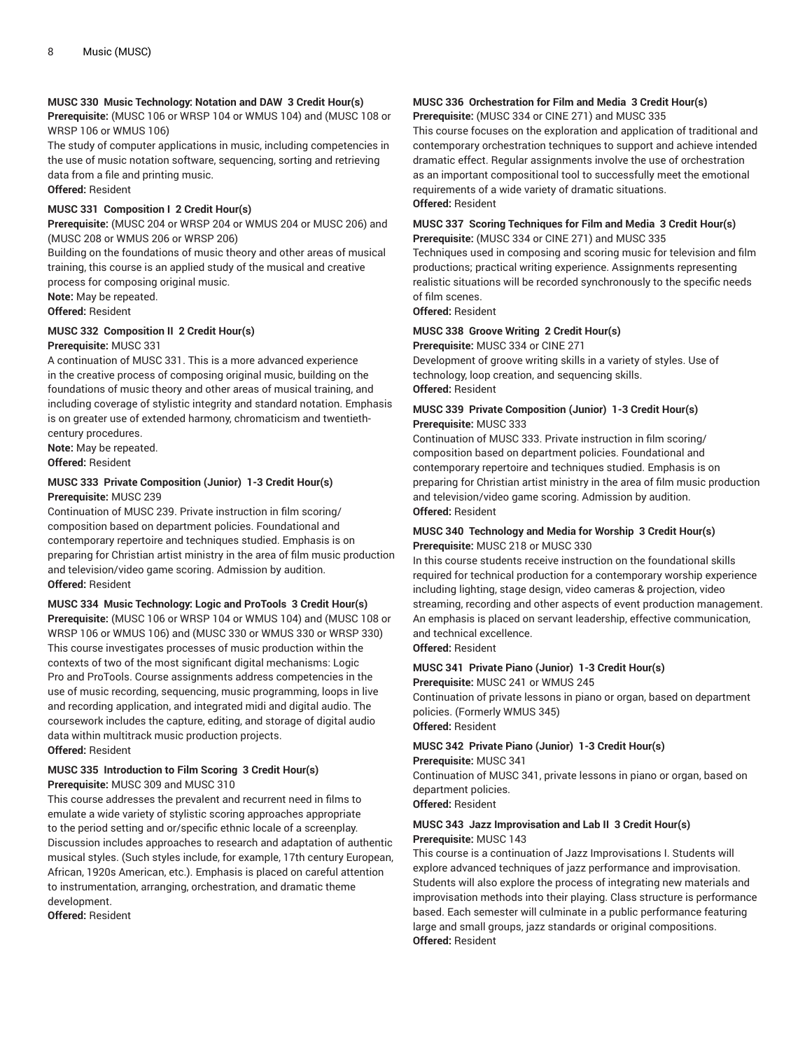**MUSC 330 Music Technology: Notation and DAW 3 Credit Hour(s)**

**Prerequisite:** (MUSC 106 or WRSP 104 or WMUS 104) and (MUSC 108 or WRSP 106 or WMUS 106)

The study of computer applications in music, including competencies in the use of music notation software, sequencing, sorting and retrieving data from a file and printing music.

**Offered:** Resident

**MUSC 331 Composition I 2 Credit Hour(s)**

**Prerequisite:** (MUSC 204 or WRSP 204 or WMUS 204 or MUSC 206) and (MUSC 208 or WMUS 206 or WRSP 206)

Building on the foundations of music theory and other areas of musical training, this course is an applied study of the musical and creative process for composing original music.

**Note:** May be repeated.

**Offered:** Resident

**MUSC 332 Composition II 2 Credit Hour(s)**

**Prerequisite:** MUSC 331

A continuation of MUSC 331. This is a more advanced experience in the creative process of composing original music, building on the foundations of music theory and other areas of musical training, and including coverage of stylistic integrity and standard notation. Emphasis is on greater use of extended harmony, chromaticism and twentieth-century procedures.

**Note:** May be repeated.

**Offered:** Resident

**MUSC 333 Private Composition (Junior) 1-3 Credit Hour(s)**

**Prerequisite:** MUSC 239

Continuation of MUSC 239. Private instruction in film scoring/composition based on department policies. Foundational and contemporary repertoire and techniques studied. Emphasis is on preparing for Christian artist ministry in the area of film music production and television/video game scoring. Admission by audition.

**Offered:** Resident

**MUSC 334 Music Technology: Logic and ProTools 3 Credit Hour(s)**

**Prerequisite:** (MUSC 106 or WRSP 104 or WMUS 104) and (MUSC 108 or WRSP 106 or WMUS 106) and (MUSC 330 or WMUS 330 or WRSP 330)

This course investigates processes of music production within the contexts of two of the most significant digital mechanisms: Logic Pro and ProTools. Course assignments address competencies in the use of music recording, sequencing, music programming, loops in live and recording application, and integrated midi and digital audio. The coursework includes the capture, editing, and storage of digital audio data within multitrack music production projects.

**Offered:** Resident

**MUSC 335 Introduction to Film Scoring 3 Credit Hour(s)**

**Prerequisite:** MUSC 309 and MUSC 310

This course addresses the prevalent and recurrent need in films to emulate a wide variety of stylistic scoring approaches appropriate to the period setting and or/specific ethnic locale of a screenplay. Discussion includes approaches to research and adaptation of authentic musical styles. (Such styles include, for example, 17th century European, African, 1920s American, etc.). Emphasis is placed on careful attention to instrumentation, arranging, orchestration, and dramatic theme development.

**Offered:** Resident

**MUSC 336 Orchestration for Film and Media 3 Credit Hour(s)**

**Prerequisite:** (MUSC 334 or CINE 271) and MUSC 335

This course focuses on the exploration and application of traditional and contemporary orchestration techniques to support and achieve intended dramatic effect. Regular assignments involve the use of orchestration as an important compositional tool to successfully meet the emotional requirements of a wide variety of dramatic situations.

**Offered:** Resident

**MUSC 337 Scoring Techniques for Film and Media 3 Credit Hour(s)**

**Prerequisite:** (MUSC 334 or CINE 271) and MUSC 335

Techniques used in composing and scoring music for television and film productions; practical writing experience. Assignments representing realistic situations will be recorded synchronously to the specific needs of film scenes.

**Offered:** Resident

**MUSC 338 Groove Writing 2 Credit Hour(s)**

**Prerequisite:** MUSC 334 or CINE 271

Development of groove writing skills in a variety of styles. Use of technology, loop creation, and sequencing skills.

**Offered:** Resident

**MUSC 339 Private Composition (Junior) 1-3 Credit Hour(s)**

**Prerequisite:** MUSC 333

Continuation of MUSC 333. Private instruction in film scoring/composition based on department policies. Foundational and contemporary repertoire and techniques studied. Emphasis is on preparing for Christian artist ministry in the area of film music production and television/video game scoring. Admission by audition.

**Offered:** Resident

**MUSC 340 Technology and Media for Worship 3 Credit Hour(s)**

**Prerequisite:** MUSC 218 or MUSC 330

In this course students receive instruction on the foundational skills required for technical production for a contemporary worship experience including lighting, stage design, video cameras & projection, video streaming, recording and other aspects of event production management. An emphasis is placed on servant leadership, effective communication, and technical excellence.

**Offered:** Resident

**MUSC 341 Private Piano (Junior) 1-3 Credit Hour(s)**

**Prerequisite:** MUSC 241 or WMUS 245

Continuation of private lessons in piano or organ, based on department policies. (Formerly WMUS 345)

**Offered:** Resident

**MUSC 342 Private Piano (Junior) 1-3 Credit Hour(s)**

**Prerequisite:** MUSC 341

Continuation of MUSC 341, private lessons in piano or organ, based on department policies.

**Offered:** Resident

**MUSC 343 Jazz Improvisation and Lab II 3 Credit Hour(s)**

**Prerequisite:** MUSC 143

This course is a continuation of Jazz Improvisations I. Students will explore advanced techniques of jazz performance and improvisation. Students will also explore the process of integrating new materials and improvisation methods into their playing. Class structure is performance based. Each semester will culminate in a public performance featuring large and small groups, jazz standards or original compositions.

**Offered:** Resident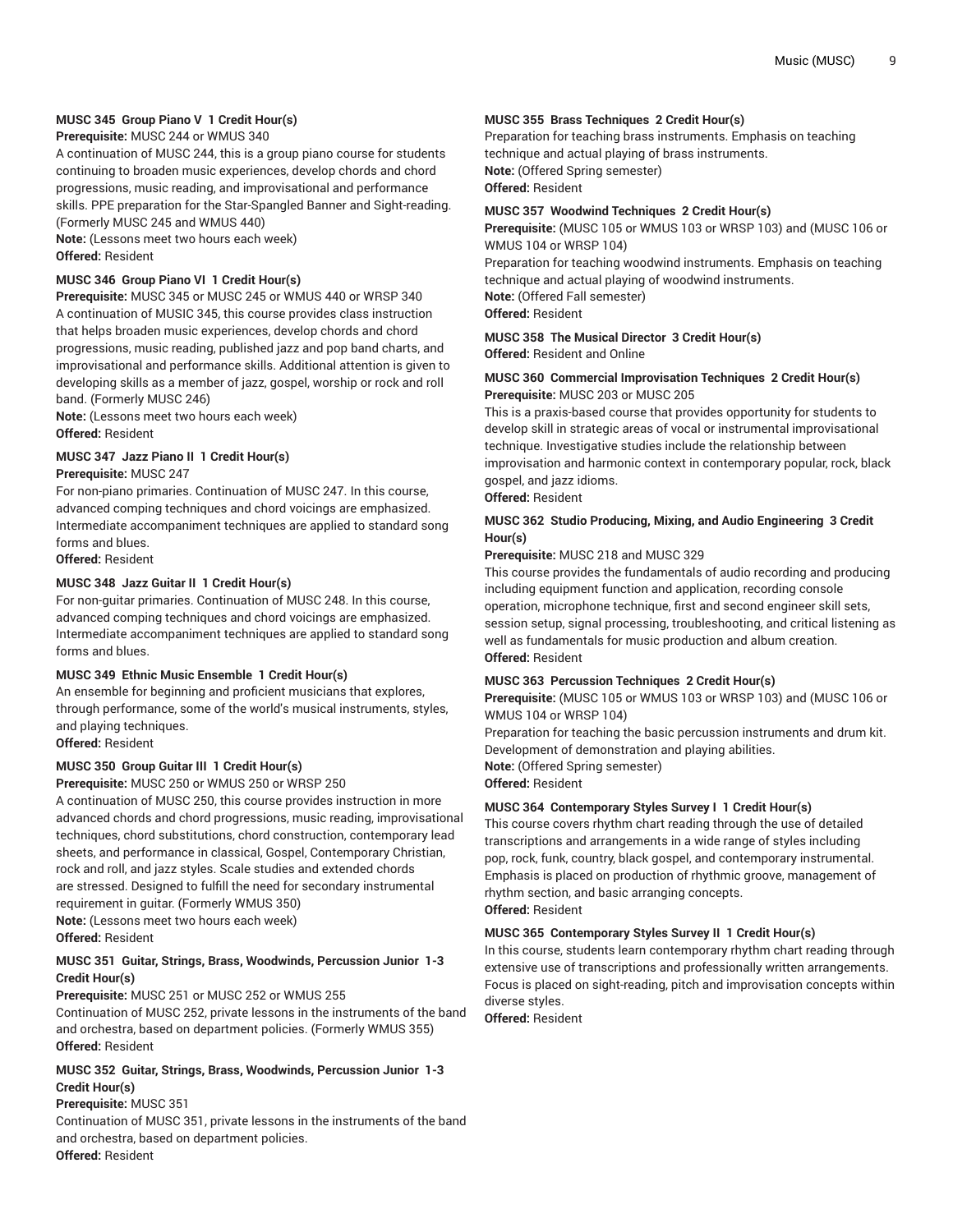### MUSC 345 Group Piano V 1 Credit Hour(s)

**Prerequisite:** MUSC 244 or WMUS 340

A continuation of MUSC 244, this is a group piano course for students continuing to broaden music experiences, develop chords and chord progressions, music reading, and improvisational and performance skills. PPE preparation for the Star-Spangled Banner and Sight-reading. (Formerly MUSC 245 and WMUS 440)

**Note:** (Lessons meet two hours each week)

**Offered:** Resident

### MUSC 346 Group Piano VI 1 Credit Hour(s)

**Prerequisite:** MUSC 345 or MUSC 245 or WMUS 440 or WRSP 340

A continuation of MUSIC 345, this course provides class instruction that helps broaden music experiences, develop chords and chord progressions, music reading, published jazz and pop band charts, and improvisational and performance skills. Additional attention is given to developing skills as a member of jazz, gospel, worship or rock and roll band. (Formerly MUSC 246)

**Note:** (Lessons meet two hours each week)

**Offered:** Resident

### MUSC 347 Jazz Piano II 1 Credit Hour(s)

**Prerequisite:** MUSC 247

For non-piano primaries. Continuation of MUSC 247. In this course, advanced comping techniques and chord voicings are emphasized. Intermediate accompaniment techniques are applied to standard song forms and blues.

**Offered:** Resident

### MUSC 348 Jazz Guitar II 1 Credit Hour(s)

For non-guitar primaries. Continuation of MUSC 248. In this course, advanced comping techniques and chord voicings are emphasized. Intermediate accompaniment techniques are applied to standard song forms and blues.

### MUSC 349 Ethnic Music Ensemble 1 Credit Hour(s)

An ensemble for beginning and proficient musicians that explores, through performance, some of the world's musical instruments, styles, and playing techniques.

**Offered:** Resident

### MUSC 350 Group Guitar III 1 Credit Hour(s)

**Prerequisite:** MUSC 250 or WMUS 250 or WRSP 250

A continuation of MUSC 250, this course provides instruction in more advanced chords and chord progressions, music reading, improvisational techniques, chord substitutions, chord construction, contemporary lead sheets, and performance in classical, Gospel, Contemporary Christian, rock and roll, and jazz styles. Scale studies and extended chords are stressed. Designed to fulfill the need for secondary instrumental requirement in guitar. (Formerly WMUS 350)

**Note:** (Lessons meet two hours each week)

**Offered:** Resident

### MUSC 351 Guitar, Strings, Brass, Woodwinds, Percussion Junior 1-3 Credit Hour(s)

**Prerequisite:** MUSC 251 or MUSC 252 or WMUS 255

Continuation of MUSC 252, private lessons in the instruments of the band and orchestra, based on department policies. (Formerly WMUS 355)

**Offered:** Resident

### MUSC 352 Guitar, Strings, Brass, Woodwinds, Percussion Junior 1-3 Credit Hour(s)

**Prerequisite:** MUSC 351

Continuation of MUSC 351, private lessons in the instruments of the band and orchestra, based on department policies.

**Offered:** Resident

### MUSC 355 Brass Techniques 2 Credit Hour(s)

Preparation for teaching brass instruments. Emphasis on teaching technique and actual playing of brass instruments.

**Note:** (Offered Spring semester)

**Offered:** Resident

### MUSC 357 Woodwind Techniques 2 Credit Hour(s)

**Prerequisite:** (MUSC 105 or WMUS 103 or WRSP 103) and (MUSC 106 or WMUS 104 or WRSP 104)

Preparation for teaching woodwind instruments. Emphasis on teaching technique and actual playing of woodwind instruments.

**Note:** (Offered Fall semester)

**Offered:** Resident

### MUSC 358 The Musical Director 3 Credit Hour(s)

**Offered:** Resident and Online

### MUSC 360 Commercial Improvisation Techniques 2 Credit Hour(s)

**Prerequisite:** MUSC 203 or MUSC 205

This is a praxis-based course that provides opportunity for students to develop skill in strategic areas of vocal or instrumental improvisational technique. Investigative studies include the relationship between improvisation and harmonic context in contemporary popular, rock, black gospel, and jazz idioms.

**Offered:** Resident

### MUSC 362 Studio Producing, Mixing, and Audio Engineering 3 Credit Hour(s)

**Prerequisite:** MUSC 218 and MUSC 329

This course provides the fundamentals of audio recording and producing including equipment function and application, recording console operation, microphone technique, first and second engineer skill sets, session setup, signal processing, troubleshooting, and critical listening as well as fundamentals for music production and album creation.

**Offered:** Resident

### MUSC 363 Percussion Techniques 2 Credit Hour(s)

**Prerequisite:** (MUSC 105 or WMUS 103 or WRSP 103) and (MUSC 106 or WMUS 104 or WRSP 104)

Preparation for teaching the basic percussion instruments and drum kit. Development of demonstration and playing abilities.

**Note:** (Offered Spring semester)

**Offered:** Resident

### MUSC 364 Contemporary Styles Survey I 1 Credit Hour(s)

This course covers rhythm chart reading through the use of detailed transcriptions and arrangements in a wide range of styles including pop, rock, funk, country, black gospel, and contemporary instrumental. Emphasis is placed on production of rhythmic groove, management of rhythm section, and basic arranging concepts.

**Offered:** Resident

### MUSC 365 Contemporary Styles Survey II 1 Credit Hour(s)

In this course, students learn contemporary rhythm chart reading through extensive use of transcriptions and professionally written arrangements. Focus is placed on sight-reading, pitch and improvisation concepts within diverse styles.

**Offered:** Resident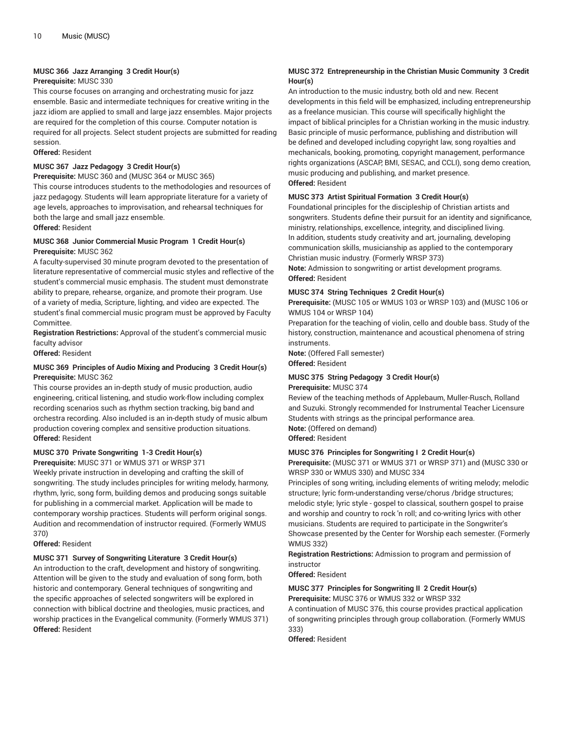### MUSC 366 Jazz Arranging 3 Credit Hour(s)

**Prerequisite:** MUSC 330

This course focuses on arranging and orchestrating music for jazz ensemble. Basic and intermediate techniques for creative writing in the jazz idiom are applied to small and large jazz ensembles. Major projects are required for the completion of this course. Computer notation is required for all projects. Select student projects are submitted for reading session.

**Offered:** Resident

### MUSC 367 Jazz Pedagogy 3 Credit Hour(s)

**Prerequisite:** MUSC 360 and (MUSC 364 or MUSC 365)

This course introduces students to the methodologies and resources of jazz pedagogy. Students will learn appropriate literature for a variety of age levels, approaches to improvisation, and rehearsal techniques for both the large and small jazz ensemble.

**Offered:** Resident

### MUSC 368 Junior Commercial Music Program 1 Credit Hour(s)

**Prerequisite:** MUSC 362

A faculty-supervised 30 minute program devoted to the presentation of literature representative of commercial music styles and reflective of the student's commercial music emphasis. The student must demonstrate ability to prepare, rehearse, organize, and promote their program. Use of a variety of media, Scripture, lighting, and video are expected. The student's final commercial music program must be approved by Faculty Committee.

**Registration Restrictions:** Approval of the student's commercial music faculty advisor

**Offered:** Resident

### MUSC 369 Principles of Audio Mixing and Producing 3 Credit Hour(s)

**Prerequisite:** MUSC 362

This course provides an in-depth study of music production, audio engineering, critical listening, and studio work-flow including complex recording scenarios such as rhythm section tracking, big band and orchestra recording. Also included is an in-depth study of music album production covering complex and sensitive production situations.

**Offered:** Resident

### MUSC 370 Private Songwriting 1-3 Credit Hour(s)

**Prerequisite:** MUSC 371 or WMUS 371 or WRSP 371

Weekly private instruction in developing and crafting the skill of songwriting. The study includes principles for writing melody, harmony, rhythm, lyric, song form, building demos and producing songs suitable for publishing in a commercial market. Application will be made to contemporary worship practices. Students will perform original songs. Audition and recommendation of instructor required. (Formerly WMUS 370)

**Offered:** Resident

### MUSC 371 Survey of Songwriting Literature 3 Credit Hour(s)

An introduction to the craft, development and history of songwriting. Attention will be given to the study and evaluation of song form, both historic and contemporary. General techniques of songwriting and the specific approaches of selected songwriters will be explored in connection with biblical doctrine and theologies, music practices, and worship practices in the Evangelical community. (Formerly WMUS 371)

**Offered:** Resident

### MUSC 372 Entrepreneurship in the Christian Music Community 3 Credit Hour(s)

An introduction to the music industry, both old and new. Recent developments in this field will be emphasized, including entrepreneurship as a freelance musician. This course will specifically highlight the impact of biblical principles for a Christian working in the music industry. Basic principle of music performance, publishing and distribution will be defined and developed including copyright law, song royalties and mechanicals, booking, promoting, copyright management, performance rights organizations (ASCAP, BMI, SESAC, and CCLI), song demo creation, music producing and publishing, and market presence.

**Offered:** Resident

### MUSC 373 Artist Spiritual Formation 3 Credit Hour(s)

Foundational principles for the discipleship of Christian artists and songwriters. Students define their pursuit for an identity and significance, ministry, relationships, excellence, integrity, and disciplined living. In addition, students study creativity and art, journaling, developing communication skills, musicianship as applied to the contemporary Christian music industry. (Formerly WRSP 373)

**Note:** Admission to songwriting or artist development programs.

**Offered:** Resident

### MUSC 374 String Techniques 2 Credit Hour(s)

**Prerequisite:** (MUSC 105 or WMUS 103 or WRSP 103) and (MUSC 106 or WMUS 104 or WRSP 104)

Preparation for the teaching of violin, cello and double bass. Study of the history, construction, maintenance and acoustical phenomena of string instruments.

**Note:** (Offered Fall semester)

**Offered:** Resident

### MUSC 375 String Pedagogy 3 Credit Hour(s)

**Prerequisite:** MUSC 374

Review of the teaching methods of Applebaum, Muller-Rusch, Rolland and Suzuki. Strongly recommended for Instrumental Teacher Licensure Students with strings as the principal performance area.

**Note:** (Offered on demand)

**Offered:** Resident

### MUSC 376 Principles for Songwriting I 2 Credit Hour(s)

**Prerequisite:** (MUSC 371 or WMUS 371 or WRSP 371) and (MUSC 330 or WRSP 330 or WMUS 330) and MUSC 334

Principles of song writing, including elements of writing melody; melodic structure; lyric form-understanding verse/chorus /bridge structures; melodic style; lyric style - gospel to classical, southern gospel to praise and worship and country to rock 'n roll; and co-writing lyrics with other musicians. Students are required to participate in the Songwriter's Showcase presented by the Center for Worship each semester. (Formerly WMUS 332)

**Registration Restrictions:** Admission to program and permission of instructor

**Offered:** Resident

### MUSC 377 Principles for Songwriting II 2 Credit Hour(s)

**Prerequisite:** MUSC 376 or WMUS 332 or WRSP 332

A continuation of MUSC 376, this course provides practical application of songwriting principles through group collaboration. (Formerly WMUS 333)

**Offered:** Resident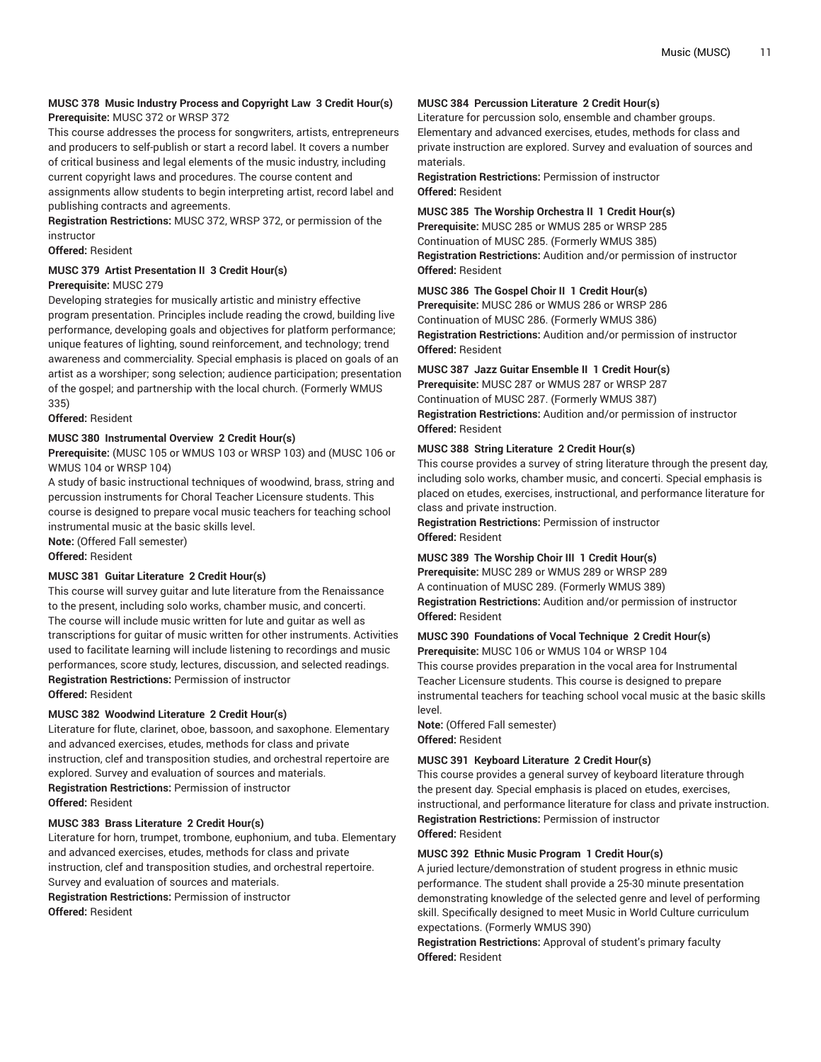#### MUSC 378 Music Industry Process and Copyright Law 3 Credit Hour(s)

**Prerequisite:** MUSC 372 or WRSP 372

This course addresses the process for songwriters, artists, entrepreneurs and producers to self-publish or start a record label. It covers a number of critical business and legal elements of the music industry, including current copyright laws and procedures. The course content and assignments allow students to begin interpreting artist, record label and publishing contracts and agreements.

**Registration Restrictions:** MUSC 372, WRSP 372, or permission of the instructor

**Offered:** Resident

#### MUSC 379 Artist Presentation II 3 Credit Hour(s)

**Prerequisite:** MUSC 279

Developing strategies for musically artistic and ministry effective program presentation. Principles include reading the crowd, building live performance, developing goals and objectives for platform performance; unique features of lighting, sound reinforcement, and technology; trend awareness and commerciality. Special emphasis is placed on goals of an artist as a worshiper; song selection; audience participation; presentation of the gospel; and partnership with the local church. (Formerly WMUS 335)

**Offered:** Resident

#### MUSC 380 Instrumental Overview 2 Credit Hour(s)

**Prerequisite:** (MUSC 105 or WMUS 103 or WRSP 103) and (MUSC 106 or WMUS 104 or WRSP 104)

A study of basic instructional techniques of woodwind, brass, string and percussion instruments for Choral Teacher Licensure students. This course is designed to prepare vocal music teachers for teaching school instrumental music at the basic skills level.

**Note:** (Offered Fall semester)

**Offered:** Resident

#### MUSC 381 Guitar Literature 2 Credit Hour(s)

This course will survey guitar and lute literature from the Renaissance to the present, including solo works, chamber music, and concerti. The course will include music written for lute and guitar as well as transcriptions for guitar of music written for other instruments. Activities used to facilitate learning will include listening to recordings and music performances, score study, lectures, discussion, and selected readings.

**Registration Restrictions:** Permission of instructor

**Offered:** Resident

#### MUSC 382 Woodwind Literature 2 Credit Hour(s)

Literature for flute, clarinet, oboe, bassoon, and saxophone. Elementary and advanced exercises, etudes, methods for class and private instruction, clef and transposition studies, and orchestral repertoire are explored. Survey and evaluation of sources and materials.

**Registration Restrictions:** Permission of instructor

**Offered:** Resident

#### MUSC 383 Brass Literature 2 Credit Hour(s)

Literature for horn, trumpet, trombone, euphonium, and tuba. Elementary and advanced exercises, etudes, methods for class and private instruction, clef and transposition studies, and orchestral repertoire. Survey and evaluation of sources and materials.

**Registration Restrictions:** Permission of instructor

**Offered:** Resident

#### MUSC 384 Percussion Literature 2 Credit Hour(s)

Literature for percussion solo, ensemble and chamber groups. Elementary and advanced exercises, etudes, methods for class and private instruction are explored. Survey and evaluation of sources and materials.

**Registration Restrictions:** Permission of instructor

**Offered:** Resident

#### MUSC 385 The Worship Orchestra II 1 Credit Hour(s)

**Prerequisite:** MUSC 285 or WMUS 285 or WRSP 285

Continuation of MUSC 285. (Formerly WMUS 385)

**Registration Restrictions:** Audition and/or permission of instructor

**Offered:** Resident

#### MUSC 386 The Gospel Choir II 1 Credit Hour(s)

**Prerequisite:** MUSC 286 or WMUS 286 or WRSP 286

Continuation of MUSC 286. (Formerly WMUS 386)

**Registration Restrictions:** Audition and/or permission of instructor

**Offered:** Resident

#### MUSC 387 Jazz Guitar Ensemble II 1 Credit Hour(s)

**Prerequisite:** MUSC 287 or WMUS 287 or WRSP 287

Continuation of MUSC 287. (Formerly WMUS 387)

**Registration Restrictions:** Audition and/or permission of instructor

**Offered:** Resident

#### MUSC 388 String Literature 2 Credit Hour(s)

This course provides a survey of string literature through the present day, including solo works, chamber music, and concerti. Special emphasis is placed on etudes, exercises, instructional, and performance literature for class and private instruction.

**Registration Restrictions:** Permission of instructor

**Offered:** Resident

#### MUSC 389 The Worship Choir III 1 Credit Hour(s)

**Prerequisite:** MUSC 289 or WMUS 289 or WRSP 289

A continuation of MUSC 289. (Formerly WMUS 389)

**Registration Restrictions:** Audition and/or permission of instructor

**Offered:** Resident

#### MUSC 390 Foundations of Vocal Technique 2 Credit Hour(s)

**Prerequisite:** MUSC 106 or WMUS 104 or WRSP 104

This course provides preparation in the vocal area for Instrumental Teacher Licensure students. This course is designed to prepare instrumental teachers for teaching school vocal music at the basic skills level.

**Note:** (Offered Fall semester)

**Offered:** Resident

#### MUSC 391 Keyboard Literature 2 Credit Hour(s)

This course provides a general survey of keyboard literature through the present day. Special emphasis is placed on etudes, exercises, instructional, and performance literature for class and private instruction.

**Registration Restrictions:** Permission of instructor

**Offered:** Resident

#### MUSC 392 Ethnic Music Program 1 Credit Hour(s)

A juried lecture/demonstration of student progress in ethnic music performance. The student shall provide a 25-30 minute presentation demonstrating knowledge of the selected genre and level of performing skill. Specifically designed to meet Music in World Culture curriculum expectations. (Formerly WMUS 390)

**Registration Restrictions:** Approval of student's primary faculty

**Offered:** Resident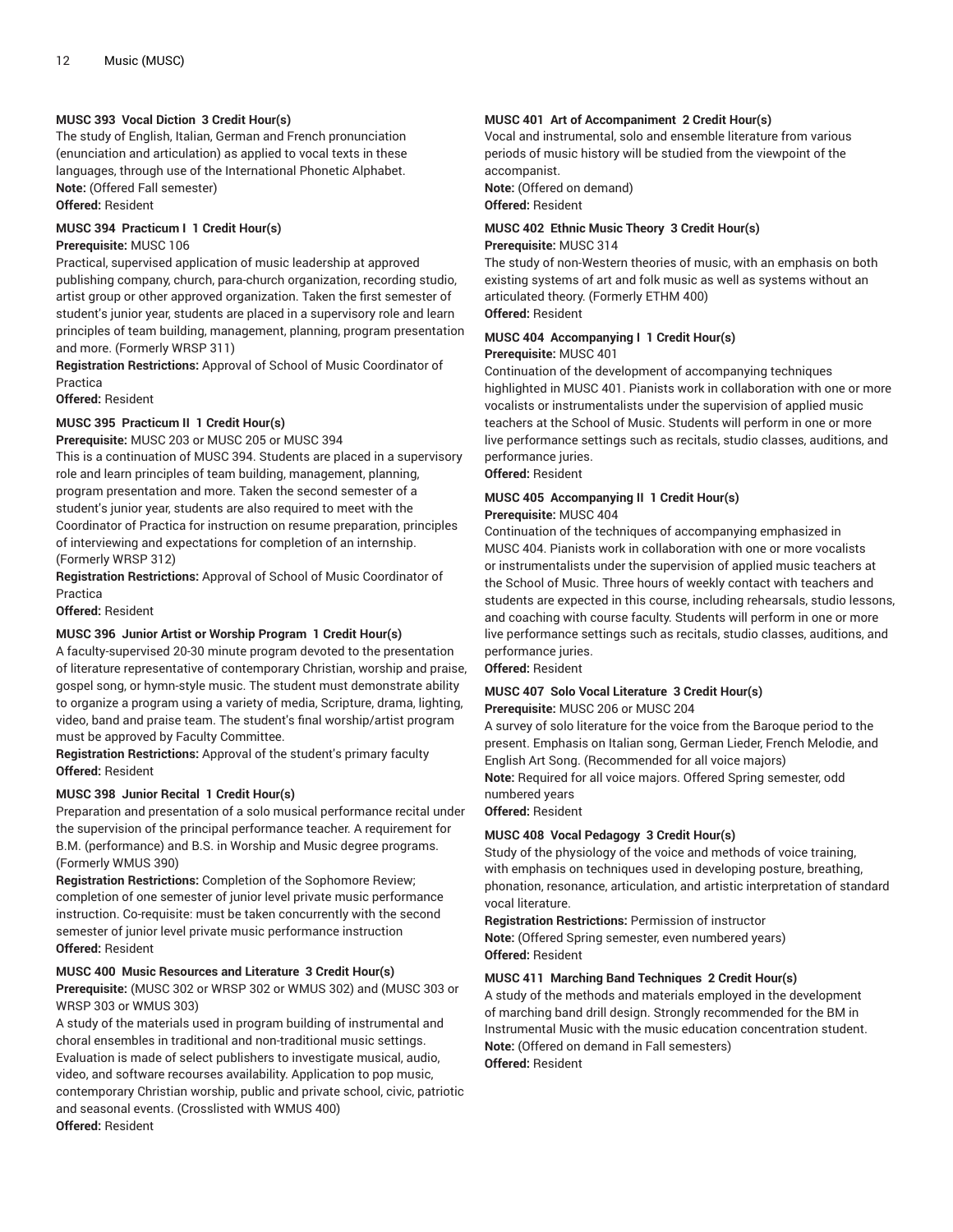**MUSC 393 Vocal Diction 3 Credit Hour(s)**

The study of English, Italian, German and French pronunciation (enunciation and articulation) as applied to vocal texts in these languages, through use of the International Phonetic Alphabet.

**Note:** (Offered Fall semester)

**Offered:** Resident

**MUSC 394 Practicum I 1 Credit Hour(s)**

**Prerequisite:** MUSC 106

Practical, supervised application of music leadership at approved publishing company, church, para-church organization, recording studio, artist group or other approved organization. Taken the first semester of student's junior year, students are placed in a supervisory role and learn principles of team building, management, planning, program presentation and more. (Formerly WRSP 311)

**Registration Restrictions:** Approval of School of Music Coordinator of Practica

**Offered:** Resident

**MUSC 395 Practicum II 1 Credit Hour(s)**

**Prerequisite:** MUSC 203 or MUSC 205 or MUSC 394

This is a continuation of MUSC 394. Students are placed in a supervisory role and learn principles of team building, management, planning, program presentation and more. Taken the second semester of a student's junior year, students are also required to meet with the Coordinator of Practica for instruction on resume preparation, principles of interviewing and expectations for completion of an internship. (Formerly WRSP 312)

**Registration Restrictions:** Approval of School of Music Coordinator of Practica

**Offered:** Resident

**MUSC 396 Junior Artist or Worship Program 1 Credit Hour(s)**

A faculty-supervised 20-30 minute program devoted to the presentation of literature representative of contemporary Christian, worship and praise, gospel song, or hymn-style music. The student must demonstrate ability to organize a program using a variety of media, Scripture, drama, lighting, video, band and praise team. The student's final worship/artist program must be approved by Faculty Committee.

**Registration Restrictions:** Approval of the student's primary faculty

**Offered:** Resident

**MUSC 398 Junior Recital 1 Credit Hour(s)**

Preparation and presentation of a solo musical performance recital under the supervision of the principal performance teacher. A requirement for B.M. (performance) and B.S. in Worship and Music degree programs. (Formerly WMUS 390)

**Registration Restrictions:** Completion of the Sophomore Review; completion of one semester of junior level private music performance instruction. Co-requisite: must be taken concurrently with the second semester of junior level private music performance instruction

**Offered:** Resident

**MUSC 400 Music Resources and Literature 3 Credit Hour(s)**

**Prerequisite:** (MUSC 302 or WRSP 302 or WMUS 302) and (MUSC 303 or WRSP 303 or WMUS 303)

A study of the materials used in program building of instrumental and choral ensembles in traditional and non-traditional music settings. Evaluation is made of select publishers to investigate musical, audio, video, and software recourses availability. Application to pop music, contemporary Christian worship, public and private school, civic, patriotic and seasonal events. (Crosslisted with WMUS 400)

**Offered:** Resident

**MUSC 401 Art of Accompaniment 2 Credit Hour(s)**

Vocal and instrumental, solo and ensemble literature from various periods of music history will be studied from the viewpoint of the accompanist.

**Note:** (Offered on demand)

**Offered:** Resident

**MUSC 402 Ethnic Music Theory 3 Credit Hour(s)**

**Prerequisite:** MUSC 314

The study of non-Western theories of music, with an emphasis on both existing systems of art and folk music as well as systems without an articulated theory. (Formerly ETHM 400)

**Offered:** Resident

**MUSC 404 Accompanying I 1 Credit Hour(s)**

**Prerequisite:** MUSC 401

Continuation of the development of accompanying techniques highlighted in MUSC 401. Pianists work in collaboration with one or more vocalists or instrumentalists under the supervision of applied music teachers at the School of Music. Students will perform in one or more live performance settings such as recitals, studio classes, auditions, and performance juries.

**Offered:** Resident

**MUSC 405 Accompanying II 1 Credit Hour(s)**

**Prerequisite:** MUSC 404

Continuation of the techniques of accompanying emphasized in MUSC 404. Pianists work in collaboration with one or more vocalists or instrumentalists under the supervision of applied music teachers at the School of Music. Three hours of weekly contact with teachers and students are expected in this course, including rehearsals, studio lessons, and coaching with course faculty. Students will perform in one or more live performance settings such as recitals, studio classes, auditions, and performance juries.

**Offered:** Resident

**MUSC 407 Solo Vocal Literature 3 Credit Hour(s)**

**Prerequisite:** MUSC 206 or MUSC 204

A survey of solo literature for the voice from the Baroque period to the present. Emphasis on Italian song, German Lieder, French Melodie, and English Art Song. (Recommended for all voice majors)

**Note:** Required for all voice majors. Offered Spring semester, odd numbered years

**Offered:** Resident

**MUSC 408 Vocal Pedagogy 3 Credit Hour(s)**

Study of the physiology of the voice and methods of voice training, with emphasis on techniques used in developing posture, breathing, phonation, resonance, articulation, and artistic interpretation of standard vocal literature.

**Registration Restrictions:** Permission of instructor

**Note:** (Offered Spring semester, even numbered years)

**Offered:** Resident

**MUSC 411 Marching Band Techniques 2 Credit Hour(s)**

A study of the methods and materials employed in the development of marching band drill design. Strongly recommended for the BM in Instrumental Music with the music education concentration student.

**Note:** (Offered on demand in Fall semesters)

**Offered:** Resident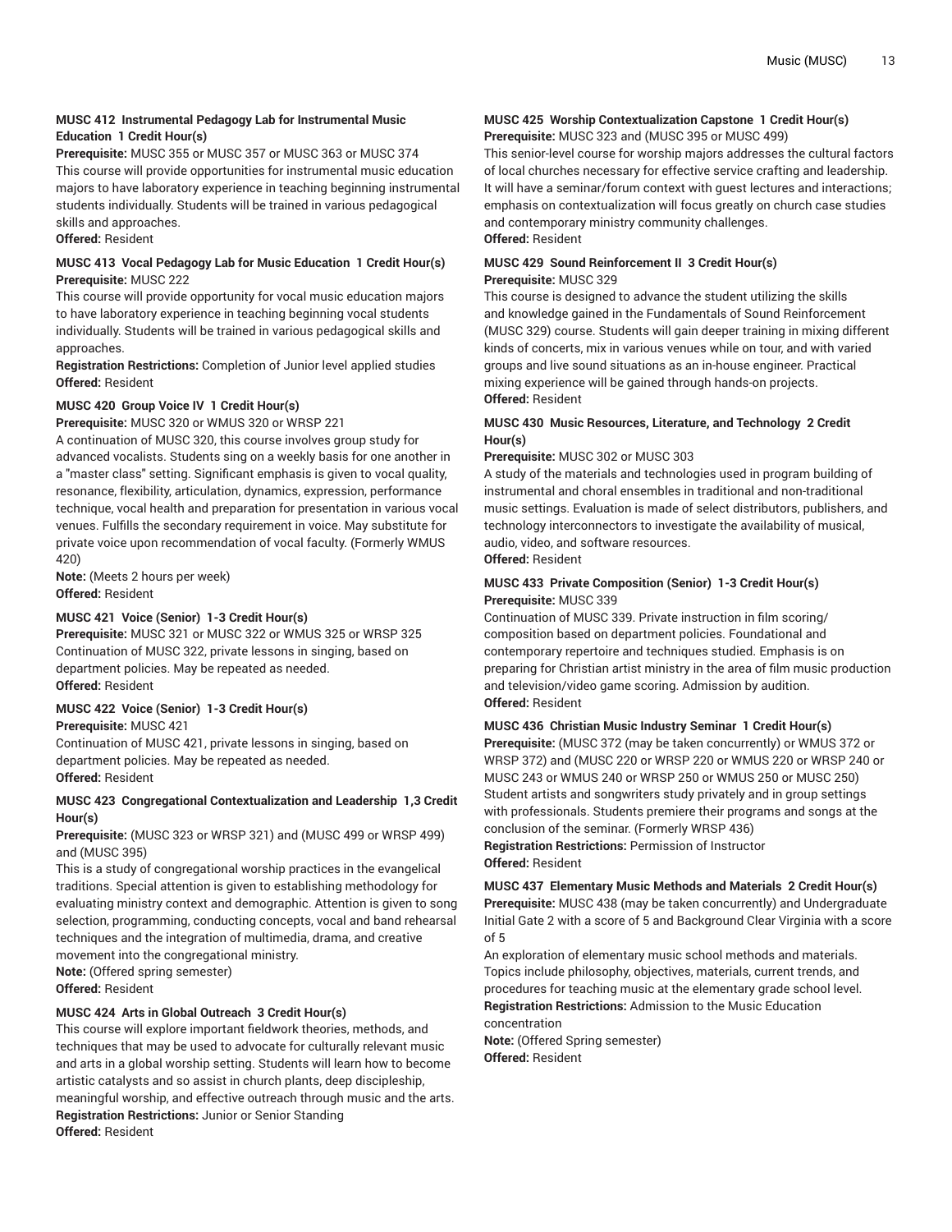#### MUSC 412 Instrumental Pedagogy Lab for Instrumental Music Education 1 Credit Hour(s)

**Prerequisite:** MUSC 355 or MUSC 357 or MUSC 363 or MUSC 374

This course will provide opportunities for instrumental music education majors to have laboratory experience in teaching beginning instrumental students individually. Students will be trained in various pedagogical skills and approaches.

**Offered:** Resident

#### MUSC 413 Vocal Pedagogy Lab for Music Education 1 Credit Hour(s)

**Prerequisite:** MUSC 222

This course will provide opportunity for vocal music education majors to have laboratory experience in teaching beginning vocal students individually. Students will be trained in various pedagogical skills and approaches.

**Registration Restrictions:** Completion of Junior level applied studies

**Offered:** Resident

#### MUSC 420 Group Voice IV 1 Credit Hour(s)

**Prerequisite:** MUSC 320 or WMUS 320 or WRSP 221

A continuation of MUSC 320, this course involves group study for advanced vocalists. Students sing on a weekly basis for one another in a "master class" setting. Significant emphasis is given to vocal quality, resonance, flexibility, articulation, dynamics, expression, performance technique, vocal health and preparation for presentation in various vocal venues. Fulfills the secondary requirement in voice. May substitute for private voice upon recommendation of vocal faculty. (Formerly WMUS 420)

**Note:** (Meets 2 hours per week)

**Offered:** Resident

#### MUSC 421 Voice (Senior) 1-3 Credit Hour(s)

**Prerequisite:** MUSC 321 or MUSC 322 or WMUS 325 or WRSP 325

Continuation of MUSC 322, private lessons in singing, based on department policies. May be repeated as needed.

**Offered:** Resident

#### MUSC 422 Voice (Senior) 1-3 Credit Hour(s)

**Prerequisite:** MUSC 421

Continuation of MUSC 421, private lessons in singing, based on department policies. May be repeated as needed.

**Offered:** Resident

#### MUSC 423 Congregational Contextualization and Leadership 1,3 Credit Hour(s)

**Prerequisite:** (MUSC 323 or WRSP 321) and (MUSC 499 or WRSP 499) and (MUSC 395)

This is a study of congregational worship practices in the evangelical traditions. Special attention is given to establishing methodology for evaluating ministry context and demographic. Attention is given to song selection, programming, conducting concepts, vocal and band rehearsal techniques and the integration of multimedia, drama, and creative movement into the congregational ministry.

**Note:** (Offered spring semester)

**Offered:** Resident

#### MUSC 424 Arts in Global Outreach 3 Credit Hour(s)

This course will explore important fieldwork theories, methods, and techniques that may be used to advocate for culturally relevant music and arts in a global worship setting. Students will learn how to become artistic catalysts and so assist in church plants, deep discipleship, meaningful worship, and effective outreach through music and the arts.

**Registration Restrictions:** Junior or Senior Standing

**Offered:** Resident

#### MUSC 425 Worship Contextualization Capstone 1 Credit Hour(s)

**Prerequisite:** MUSC 323 and (MUSC 395 or MUSC 499)

This senior-level course for worship majors addresses the cultural factors of local churches necessary for effective service crafting and leadership. It will have a seminar/forum context with guest lectures and interactions; emphasis on contextualization will focus greatly on church case studies and contemporary ministry community challenges.

**Offered:** Resident

#### MUSC 429 Sound Reinforcement II 3 Credit Hour(s)

**Prerequisite:** MUSC 329

This course is designed to advance the student utilizing the skills and knowledge gained in the Fundamentals of Sound Reinforcement (MUSC 329) course. Students will gain deeper training in mixing different kinds of concerts, mix in various venues while on tour, and with varied groups and live sound situations as an in-house engineer. Practical mixing experience will be gained through hands-on projects.

**Offered:** Resident

#### MUSC 430 Music Resources, Literature, and Technology 2 Credit Hour(s)

**Prerequisite:** MUSC 302 or MUSC 303

A study of the materials and technologies used in program building of instrumental and choral ensembles in traditional and non-traditional music settings. Evaluation is made of select distributors, publishers, and technology interconnectors to investigate the availability of musical, audio, video, and software resources.

**Offered:** Resident

#### MUSC 433 Private Composition (Senior) 1-3 Credit Hour(s)

**Prerequisite:** MUSC 339

Continuation of MUSC 339. Private instruction in film scoring/ composition based on department policies. Foundational and contemporary repertoire and techniques studied. Emphasis is on preparing for Christian artist ministry in the area of film music production and television/video game scoring. Admission by audition.

**Offered:** Resident

#### MUSC 436 Christian Music Industry Seminar 1 Credit Hour(s)

**Prerequisite:** (MUSC 372 (may be taken concurrently) or WMUS 372 or WRSP 372) and (MUSC 220 or WRSP 220 or WMUS 220 or WRSP 240 or MUSC 243 or WMUS 240 or WRSP 250 or WMUS 250 or MUSC 250)

Student artists and songwriters study privately and in group settings with professionals. Students premiere their programs and songs at the conclusion of the seminar. (Formerly WRSP 436)

**Registration Restrictions:** Permission of Instructor

**Offered:** Resident

#### MUSC 437 Elementary Music Methods and Materials 2 Credit Hour(s)

**Prerequisite:** MUSC 438 (may be taken concurrently) and Undergraduate Initial Gate 2 with a score of 5 and Background Clear Virginia with a score of 5

An exploration of elementary music school methods and materials. Topics include philosophy, objectives, materials, current trends, and procedures for teaching music at the elementary grade school level.

**Registration Restrictions:** Admission to the Music Education concentration

**Note:** (Offered Spring semester)

**Offered:** Resident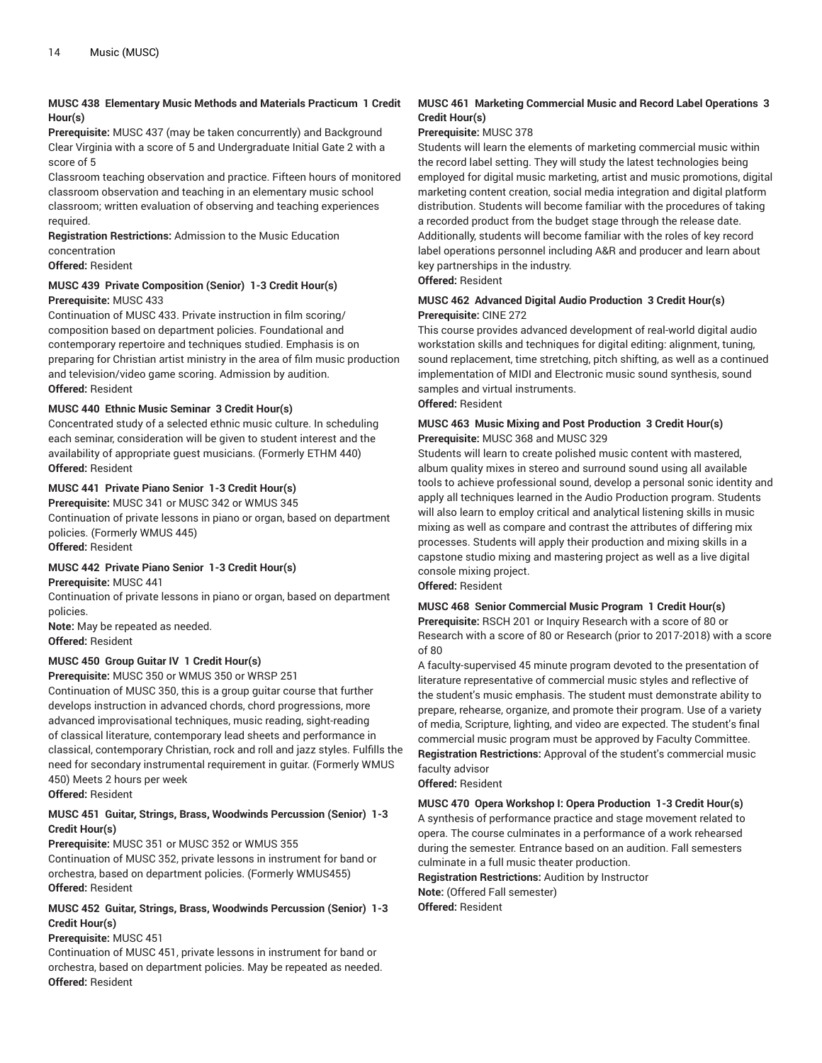#### MUSC 438 Elementary Music Methods and Materials Practicum 1 Credit Hour(s)

**Prerequisite:** MUSC 437 (may be taken concurrently) and Background Clear Virginia with a score of 5 and Undergraduate Initial Gate 2 with a score of 5

Classroom teaching observation and practice. Fifteen hours of monitored classroom observation and teaching in an elementary music school classroom; written evaluation of observing and teaching experiences required.

**Registration Restrictions:** Admission to the Music Education concentration

**Offered:** Resident

#### MUSC 439 Private Composition (Senior) 1-3 Credit Hour(s)

**Prerequisite:** MUSC 433

Continuation of MUSC 433. Private instruction in film scoring/ composition based on department policies. Foundational and contemporary repertoire and techniques studied. Emphasis is on preparing for Christian artist ministry in the area of film music production and television/video game scoring. Admission by audition.

**Offered:** Resident

#### MUSC 440 Ethnic Music Seminar 3 Credit Hour(s)

Concentrated study of a selected ethnic music culture. In scheduling each seminar, consideration will be given to student interest and the availability of appropriate guest musicians. (Formerly ETHM 440)

**Offered:** Resident

#### MUSC 441 Private Piano Senior 1-3 Credit Hour(s)

**Prerequisite:** MUSC 341 or MUSC 342 or WMUS 345

Continuation of private lessons in piano or organ, based on department policies. (Formerly WMUS 445)

**Offered:** Resident

#### MUSC 442 Private Piano Senior 1-3 Credit Hour(s)

**Prerequisite:** MUSC 441

Continuation of private lessons in piano or organ, based on department policies.

**Note:** May be repeated as needed.

**Offered:** Resident

#### MUSC 450 Group Guitar IV 1 Credit Hour(s)

**Prerequisite:** MUSC 350 or WMUS 350 or WRSP 251

Continuation of MUSC 350, this is a group guitar course that further develops instruction in advanced chords, chord progressions, more advanced improvisational techniques, music reading, sight-reading of classical literature, contemporary lead sheets and performance in classical, contemporary Christian, rock and roll and jazz styles. Fulfills the need for secondary instrumental requirement in guitar. (Formerly WMUS 450) Meets 2 hours per week

**Offered:** Resident

#### MUSC 451 Guitar, Strings, Brass, Woodwinds Percussion (Senior) 1-3 Credit Hour(s)

**Prerequisite:** MUSC 351 or MUSC 352 or WMUS 355

Continuation of MUSC 352, private lessons in instrument for band or orchestra, based on department policies. (Formerly WMUS455)

**Offered:** Resident

#### MUSC 452 Guitar, Strings, Brass, Woodwinds Percussion (Senior) 1-3 Credit Hour(s)

**Prerequisite:** MUSC 451

Continuation of MUSC 451, private lessons in instrument for band or orchestra, based on department policies. May be repeated as needed.

**Offered:** Resident

#### MUSC 461 Marketing Commercial Music and Record Label Operations 3 Credit Hour(s)

**Prerequisite:** MUSC 378

Students will learn the elements of marketing commercial music within the record label setting. They will study the latest technologies being employed for digital music marketing, artist and music promotions, digital marketing content creation, social media integration and digital platform distribution. Students will become familiar with the procedures of taking a recorded product from the budget stage through the release date. Additionally, students will become familiar with the roles of key record label operations personnel including A&R and producer and learn about key partnerships in the industry.

**Offered:** Resident

#### MUSC 462 Advanced Digital Audio Production 3 Credit Hour(s)

**Prerequisite:** CINE 272

This course provides advanced development of real-world digital audio workstation skills and techniques for digital editing: alignment, tuning, sound replacement, time stretching, pitch shifting, as well as a continued implementation of MIDI and Electronic music sound synthesis, sound samples and virtual instruments.

**Offered:** Resident

#### MUSC 463 Music Mixing and Post Production 3 Credit Hour(s)

**Prerequisite:** MUSC 368 and MUSC 329

Students will learn to create polished music content with mastered, album quality mixes in stereo and surround sound using all available tools to achieve professional sound, develop a personal sonic identity and apply all techniques learned in the Audio Production program. Students will also learn to employ critical and analytical listening skills in music mixing as well as compare and contrast the attributes of differing mix processes. Students will apply their production and mixing skills in a capstone studio mixing and mastering project as well as a live digital console mixing project.

**Offered:** Resident

#### MUSC 468 Senior Commercial Music Program 1 Credit Hour(s)

**Prerequisite:** RSCH 201 or Inquiry Research with a score of 80 or Research with a score of 80 or Research (prior to 2017-2018) with a score of 80

A faculty-supervised 45 minute program devoted to the presentation of literature representative of commercial music styles and reflective of the student's music emphasis. The student must demonstrate ability to prepare, rehearse, organize, and promote their program. Use of a variety of media, Scripture, lighting, and video are expected. The student's final commercial music program must be approved by Faculty Committee.

**Registration Restrictions:** Approval of the student's commercial music faculty advisor

**Offered:** Resident

#### MUSC 470 Opera Workshop I: Opera Production 1-3 Credit Hour(s)

A synthesis of performance practice and stage movement related to opera. The course culminates in a performance of a work rehearsed during the semester. Entrance based on an audition. Fall semesters culminate in a full music theater production.

**Registration Restrictions:** Audition by Instructor

**Note:** (Offered Fall semester)

**Offered:** Resident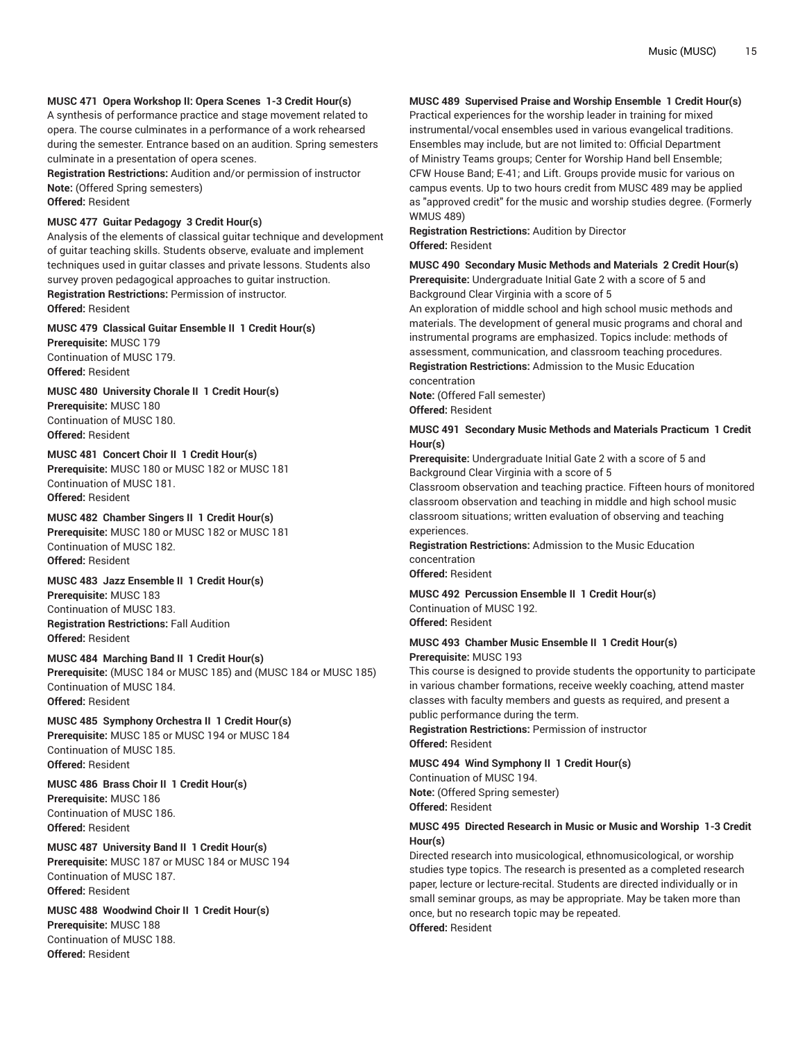**MUSC 471 Opera Workshop II: Opera Scenes 1-3 Credit Hour(s)**
A synthesis of performance practice and stage movement related to opera. The course culminates in a performance of a work rehearsed during the semester. Entrance based on an audition. Spring semesters culminate in a presentation of opera scenes.
**Registration Restrictions:** Audition and/or permission of instructor
**Note:** (Offered Spring semesters)
**Offered:** Resident

**MUSC 477 Guitar Pedagogy 3 Credit Hour(s)**
Analysis of the elements of classical guitar technique and development of guitar teaching skills. Students observe, evaluate and implement techniques used in guitar classes and private lessons. Students also survey proven pedagogical approaches to guitar instruction.
**Registration Restrictions:** Permission of instructor.
**Offered:** Resident

**MUSC 479 Classical Guitar Ensemble II 1 Credit Hour(s)**
**Prerequisite:** MUSC 179
Continuation of MUSC 179.
**Offered:** Resident

**MUSC 480 University Chorale II 1 Credit Hour(s)**
**Prerequisite:** MUSC 180
Continuation of MUSC 180.
**Offered:** Resident

**MUSC 481 Concert Choir II 1 Credit Hour(s)**
**Prerequisite:** MUSC 180 or MUSC 182 or MUSC 181
Continuation of MUSC 181.
**Offered:** Resident

**MUSC 482 Chamber Singers II 1 Credit Hour(s)**
**Prerequisite:** MUSC 180 or MUSC 182 or MUSC 181
Continuation of MUSC 182.
**Offered:** Resident

**MUSC 483 Jazz Ensemble II 1 Credit Hour(s)**
**Prerequisite:** MUSC 183
Continuation of MUSC 183.
**Registration Restrictions:** Fall Audition
**Offered:** Resident

**MUSC 484 Marching Band II 1 Credit Hour(s)**
**Prerequisite:** (MUSC 184 or MUSC 185) and (MUSC 184 or MUSC 185)
Continuation of MUSC 184.
**Offered:** Resident

**MUSC 485 Symphony Orchestra II 1 Credit Hour(s)**
**Prerequisite:** MUSC 185 or MUSC 194 or MUSC 184
Continuation of MUSC 185.
**Offered:** Resident

**MUSC 486 Brass Choir II 1 Credit Hour(s)**
**Prerequisite:** MUSC 186
Continuation of MUSC 186.
**Offered:** Resident

**MUSC 487 University Band II 1 Credit Hour(s)**
**Prerequisite:** MUSC 187 or MUSC 184 or MUSC 194
Continuation of MUSC 187.
**Offered:** Resident

**MUSC 488 Woodwind Choir II 1 Credit Hour(s)**
**Prerequisite:** MUSC 188
Continuation of MUSC 188.
**Offered:** Resident

**MUSC 489 Supervised Praise and Worship Ensemble 1 Credit Hour(s)**
Practical experiences for the worship leader in training for mixed instrumental/vocal ensembles used in various evangelical traditions. Ensembles may include, but are not limited to: Official Department of Ministry Teams groups; Center for Worship Hand bell Ensemble; CFW House Band; E-41; and Lift. Groups provide music for various on campus events. Up to two hours credit from MUSC 489 may be applied as "approved credit" for the music and worship studies degree. (Formerly WMUS 489)
**Registration Restrictions:** Audition by Director
**Offered:** Resident

**MUSC 490 Secondary Music Methods and Materials 2 Credit Hour(s)**
**Prerequisite:** Undergraduate Initial Gate 2 with a score of 5 and Background Clear Virginia with a score of 5
An exploration of middle school and high school music methods and materials. The development of general music programs and choral and instrumental programs are emphasized. Topics include: methods of assessment, communication, and classroom teaching procedures.
**Registration Restrictions:** Admission to the Music Education concentration
**Note:** (Offered Fall semester)
**Offered:** Resident

**MUSC 491 Secondary Music Methods and Materials Practicum 1 Credit Hour(s)**
**Prerequisite:** Undergraduate Initial Gate 2 with a score of 5 and Background Clear Virginia with a score of 5
Classroom observation and teaching practice. Fifteen hours of monitored classroom observation and teaching in middle and high school music classroom situations; written evaluation of observing and teaching experiences.
**Registration Restrictions:** Admission to the Music Education concentration
**Offered:** Resident

**MUSC 492 Percussion Ensemble II 1 Credit Hour(s)**
Continuation of MUSC 192.
**Offered:** Resident

**MUSC 493 Chamber Music Ensemble II 1 Credit Hour(s)**
**Prerequisite:** MUSC 193
This course is designed to provide students the opportunity to participate in various chamber formations, receive weekly coaching, attend master classes with faculty members and guests as required, and present a public performance during the term.
**Registration Restrictions:** Permission of instructor
**Offered:** Resident

**MUSC 494 Wind Symphony II 1 Credit Hour(s)**
Continuation of MUSC 194.
**Note:** (Offered Spring semester)
**Offered:** Resident

**MUSC 495 Directed Research in Music or Music and Worship 1-3 Credit Hour(s)**
Directed research into musicological, ethnomusicological, or worship studies type topics. The research is presented as a completed research paper, lecture or lecture-recital. Students are directed individually or in small seminar groups, as may be appropriate. May be taken more than once, but no research topic may be repeated.
**Offered:** Resident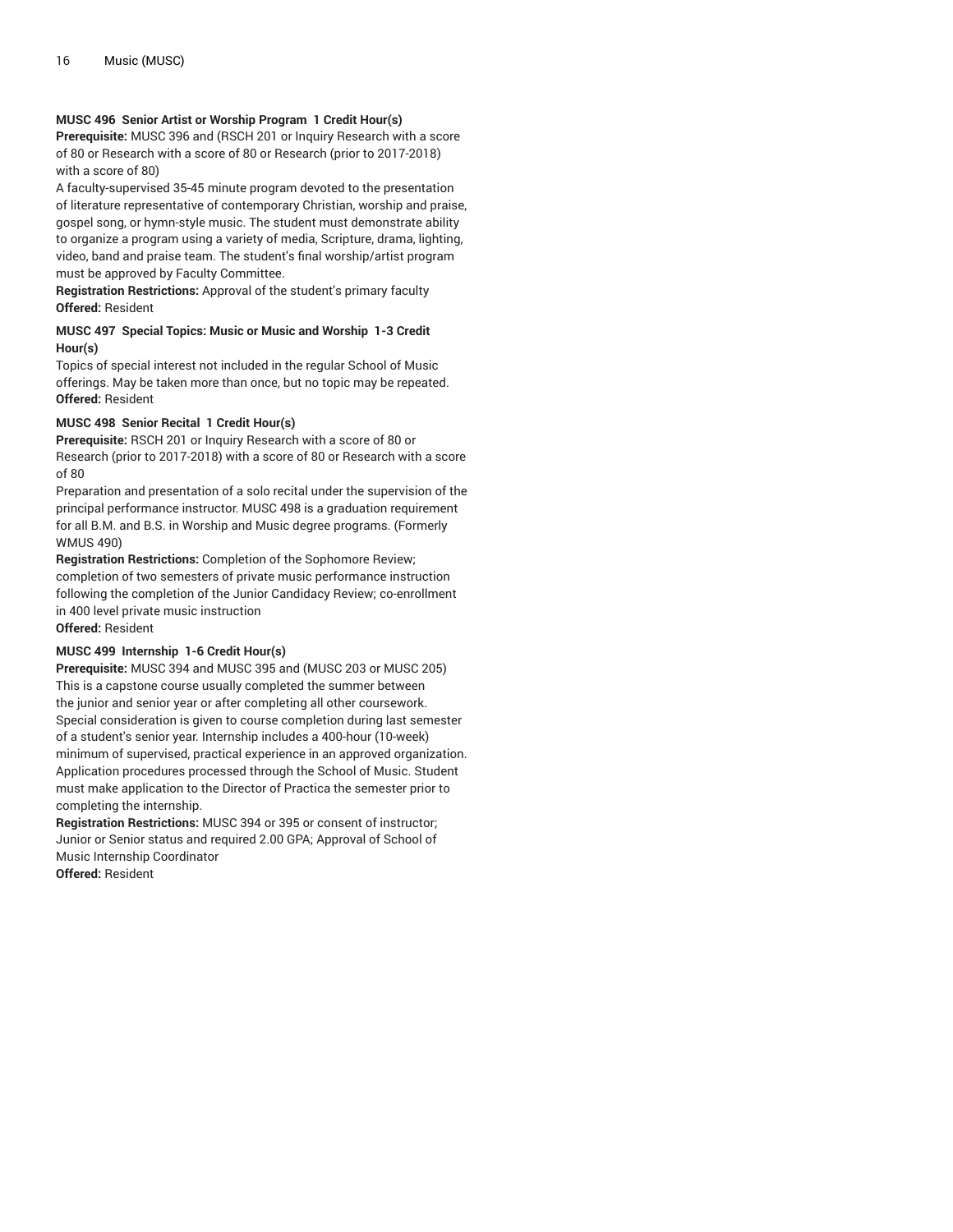**MUSC 496 Senior Artist or Worship Program 1 Credit Hour(s)**

**Prerequisite:** MUSC 396 and (RSCH 201 or Inquiry Research with a score of 80 or Research with a score of 80 or Research (prior to 2017-2018) with a score of 80)

A faculty-supervised 35-45 minute program devoted to the presentation of literature representative of contemporary Christian, worship and praise, gospel song, or hymn-style music. The student must demonstrate ability to organize a program using a variety of media, Scripture, drama, lighting, video, band and praise team. The student's final worship/artist program must be approved by Faculty Committee.

**Registration Restrictions:** Approval of the student's primary faculty

**Offered:** Resident

**MUSC 497 Special Topics: Music or Music and Worship 1-3 Credit Hour(s)**

Topics of special interest not included in the regular School of Music offerings. May be taken more than once, but no topic may be repeated.

**Offered:** Resident

**MUSC 498 Senior Recital 1 Credit Hour(s)**

**Prerequisite:** RSCH 201 or Inquiry Research with a score of 80 or Research (prior to 2017-2018) with a score of 80 or Research with a score of 80

Preparation and presentation of a solo recital under the supervision of the principal performance instructor. MUSC 498 is a graduation requirement for all B.M. and B.S. in Worship and Music degree programs. (Formerly WMUS 490)

**Registration Restrictions:** Completion of the Sophomore Review; completion of two semesters of private music performance instruction following the completion of the Junior Candidacy Review; co-enrollment in 400 level private music instruction

**Offered:** Resident

**MUSC 499 Internship 1-6 Credit Hour(s)**

**Prerequisite:** MUSC 394 and MUSC 395 and (MUSC 203 or MUSC 205)

This is a capstone course usually completed the summer between the junior and senior year or after completing all other coursework. Special consideration is given to course completion during last semester of a student's senior year. Internship includes a 400-hour (10-week) minimum of supervised, practical experience in an approved organization. Application procedures processed through the School of Music. Student must make application to the Director of Practica the semester prior to completing the internship.

**Registration Restrictions:** MUSC 394 or 395 or consent of instructor; Junior or Senior status and required 2.00 GPA; Approval of School of Music Internship Coordinator

**Offered:** Resident